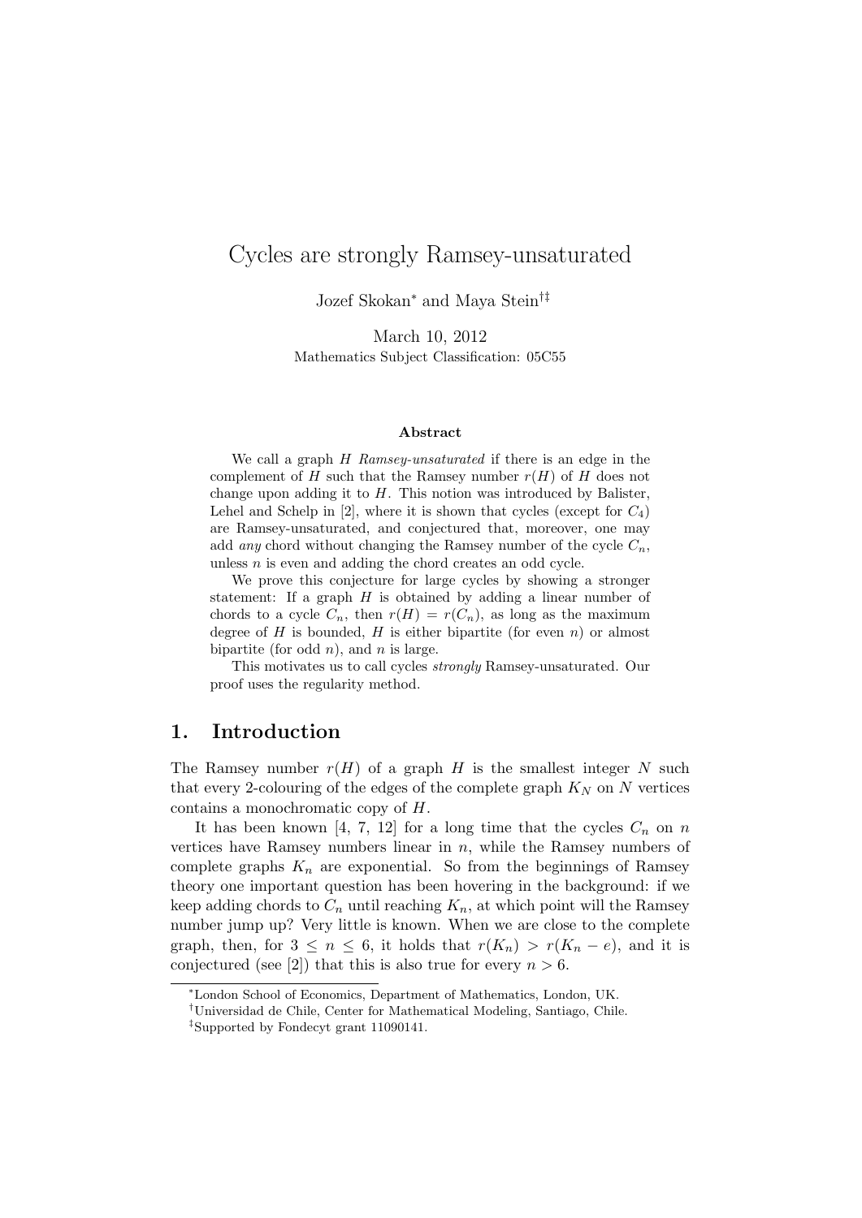# Cycles are strongly Ramsey-unsaturated

Jozef Skokan[*] and Maya Stein[†‡]

March 10, 2012

Mathematics Subject Classification: 05C55

### Abstract

We call a graph $H$ *Ramsey-unsaturated* if there is an edge in the complement of $H$ such that the Ramsey number $r(H)$ of $H$ does not change upon adding it to $H$. This notion was introduced by Balister, Lehel and Schelp in [2], where it is shown that cycles (except for $C_4$) are Ramsey-unsaturated, and conjectured that, moreover, one may add *any* chord without changing the Ramsey number of the cycle $C_n$, unless $n$ is even and adding the chord creates an odd cycle.

We prove this conjecture for large cycles by showing a stronger statement: If a graph $H$ is obtained by adding a linear number of chords to a cycle $C_n$, then $r(H) = r(C_n)$, as long as the maximum degree of $H$ is bounded, $H$ is either bipartite (for even $n$) or almost bipartite (for odd $n$), and $n$ is large.

This motivates us to call cycles *strongly* Ramsey-unsaturated. Our proof uses the regularity method.

## 1. Introduction

The Ramsey number $r(H)$ of a graph $H$ is the smallest integer $N$ such that every 2-colouring of the edges of the complete graph $K_N$ on $N$ vertices contains a monochromatic copy of $H$.

It has been known [4, 7, 12] for a long time that the cycles $C_n$ on $n$ vertices have Ramsey numbers linear in $n$, while the Ramsey numbers of complete graphs $K_n$ are exponential. So from the beginnings of Ramsey theory one important question has been hovering in the background: if we keep adding chords to $C_n$ until reaching $K_n$, at which point will the Ramsey number jump up? Very little is known. When we are close to the complete graph, then, for $3 \leq n \leq 6$, it holds that $r(K_n) > r(K_n - e)$, and it is conjectured (see [2]) that this is also true for every $n > 6$.

[*]London School of Economics, Department of Mathematics, London, UK.

[†]Universidad de Chile, Center for Mathematical Modeling, Santiago, Chile.

[‡]Supported by Fondecyt grant 11090141.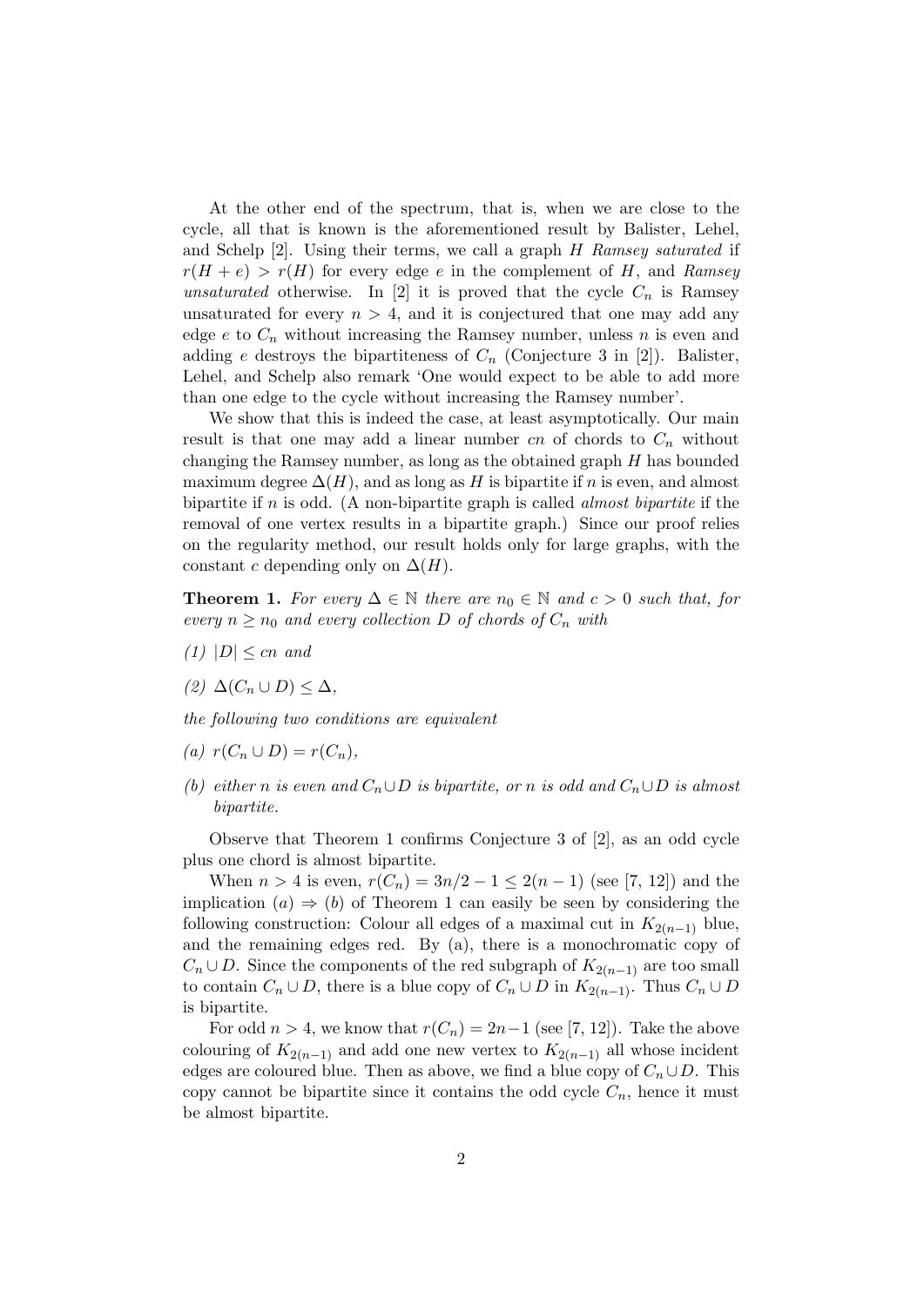At the other end of the spectrum, that is, when we are close to the cycle, all that is known is the aforementioned result by Balister, Lehel, and Schelp [2]. Using their terms, we call a graph $H$ *Ramsey saturated* if $r(H+e) > r(H)$ for every edge $e$ in the complement of $H$, and *Ramsey unsaturated* otherwise. In [2] it is proved that the cycle $C_n$ is Ramsey unsaturated for every $n > 4$, and it is conjectured that one may add any edge $e$ to $C_n$ without increasing the Ramsey number, unless $n$ is even and adding $e$ destroys the bipartiteness of $C_n$ (Conjecture 3 in [2]). Balister, Lehel, and Schelp also remark 'One would expect to be able to add more than one edge to the cycle without increasing the Ramsey number'.

We show that this is indeed the case, at least asymptotically. Our main result is that one may add a linear number $cn$ of chords to $C_n$ without changing the Ramsey number, as long as the obtained graph $H$ has bounded maximum degree $\Delta(H)$, and as long as $H$ is bipartite if $n$ is even, and almost bipartite if $n$ is odd. (A non-bipartite graph is called *almost bipartite* if the removal of one vertex results in a bipartite graph.) Since our proof relies on the regularity method, our result holds only for large graphs, with the constant $c$ depending only on $\Delta(H)$.

**Theorem 1.** *For every $\Delta \in \mathbb{N}$ there are $n_0 \in \mathbb{N}$ and $c > 0$ such that, for every $n \geq n_0$ and every collection $D$ of chords of $C_n$ with*

*(1) $|D| \leq cn$ and*

*(2) $\Delta(C_n \cup D) \leq \Delta$,*

*the following two conditions are equivalent*

*(a) $r(C_n \cup D) = r(C_n)$,*

*(b) either $n$ is even and $C_n \cup D$ is bipartite, or $n$ is odd and $C_n \cup D$ is almost bipartite.*

Observe that Theorem 1 confirms Conjecture 3 of [2], as an odd cycle plus one chord is almost bipartite.

When $n > 4$ is even, $r(C_n) = 3n/2 - 1 \leq 2(n-1)$ (see [7, 12]) and the implication $(a) \Rightarrow (b)$ of Theorem 1 can easily be seen by considering the following construction: Colour all edges of a maximal cut in $K_{2(n-1)}$ blue, and the remaining edges red. By (a), there is a monochromatic copy of $C_n \cup D$. Since the components of the red subgraph of $K_{2(n-1)}$ are too small to contain $C_n \cup D$, there is a blue copy of $C_n \cup D$ in $K_{2(n-1)}$. Thus $C_n \cup D$ is bipartite.

For odd $n > 4$, we know that $r(C_n) = 2n-1$ (see [7, 12]). Take the above colouring of $K_{2(n-1)}$ and add one new vertex to $K_{2(n-1)}$ all whose incident edges are coloured blue. Then as above, we find a blue copy of $C_n \cup D$. This copy cannot be bipartite since it contains the odd cycle $C_n$, hence it must be almost bipartite.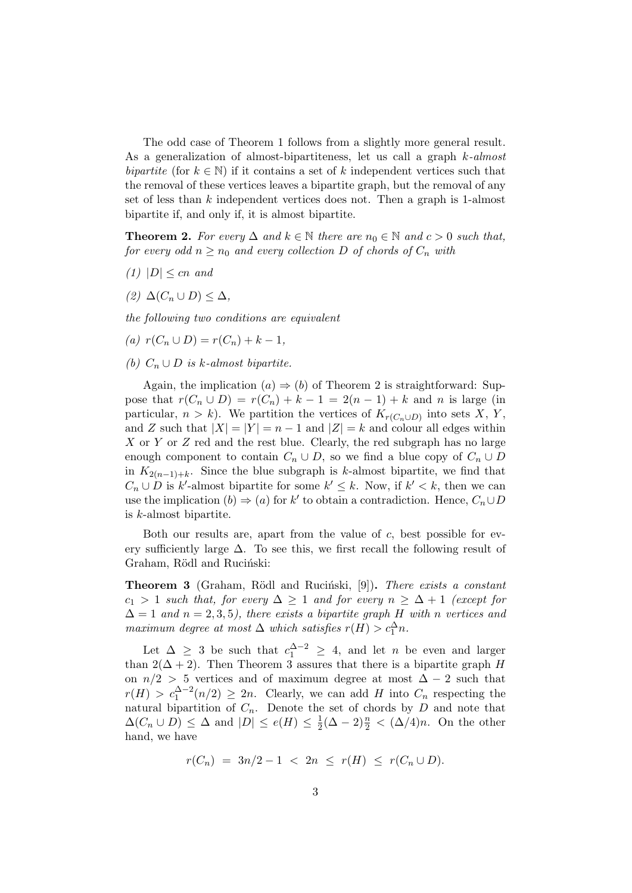The odd case of Theorem 1 follows from a slightly more general result. As a generalization of almost-bipartiteness, let us call a graph *$k$-almost bipartite* (for $k \in \mathbb{N}$) if it contains a set of $k$ independent vertices such that the removal of these vertices leaves a bipartite graph, but the removal of any set of less than $k$ independent vertices does not. Then a graph is 1-almost bipartite if, and only if, it is almost bipartite.

**Theorem 2.** *For every $\Delta$ and $k \in \mathbb{N}$ there are $n_0 \in \mathbb{N}$ and $c > 0$ such that, for every odd $n \geq n_0$ and every collection $D$ of chords of $C_n$ with*

*(1) $|D| \leq cn$ and*

*(2) $\Delta(C_n \cup D) \leq \Delta$,*

*the following two conditions are equivalent*

*(a) $r(C_n \cup D) = r(C_n) + k - 1$,*

*(b) $C_n \cup D$ is $k$-almost bipartite.*

Again, the implication $(a) \Rightarrow (b)$ of Theorem 2 is straightforward: Suppose that $r(C_n \cup D) = r(C_n) + k - 1 = 2(n-1) + k$ and $n$ is large (in particular, $n > k$). We partition the vertices of $K_{r(C_n \cup D)}$ into sets $X$, $Y$, and $Z$ such that $|X| = |Y| = n - 1$ and $|Z| = k$ and colour all edges within $X$ or $Y$ or $Z$ red and the rest blue. Clearly, the red subgraph has no large enough component to contain $C_n \cup D$, so we find a blue copy of $C_n \cup D$ in $K_{2(n-1)+k}$. Since the blue subgraph is $k$-almost bipartite, we find that $C_n \cup D$ is $k'$-almost bipartite for some $k' \leq k$. Now, if $k' < k$, then we can use the implication $(b) \Rightarrow (a)$ for $k'$ to obtain a contradiction. Hence, $C_n \cup D$ is $k$-almost bipartite.

Both our results are, apart from the value of $c$, best possible for every sufficiently large $\Delta$. To see this, we first recall the following result of Graham, Rödl and Ruciński:

**Theorem 3** (Graham, Rödl and Ruciński, [9])**.** *There exists a constant $c_1 > 1$ such that, for every $\Delta \geq 1$ and for every $n \geq \Delta + 1$ (except for $\Delta = 1$ and $n = 2, 3, 5$), there exists a bipartite graph $H$ with $n$ vertices and maximum degree at most $\Delta$ which satisfies $r(H) > c_1^{\Delta} n$.*

Let $\Delta \geq 3$ be such that $c_1^{\Delta-2} \geq 4$, and let $n$ be even and larger than $2(\Delta + 2)$. Then Theorem 3 assures that there is a bipartite graph $H$ on $n/2 > 5$ vertices and of maximum degree at most $\Delta - 2$ such that $r(H) > c_1^{\Delta-2}(n/2) \geq 2n$. Clearly, we can add $H$ into $C_n$ respecting the natural bipartition of $C_n$. Denote the set of chords by $D$ and note that $\Delta(C_n \cup D) \leq \Delta$ and $|D| \leq e(H) \leq \frac{1}{2}(\Delta - 2)\frac{n}{2} < (\Delta/4)n$. On the other hand, we have

$$r(C_n) \;=\; 3n/2 - 1 \;<\; 2n \;\leq\; r(H) \;\leq\; r(C_n \cup D).$$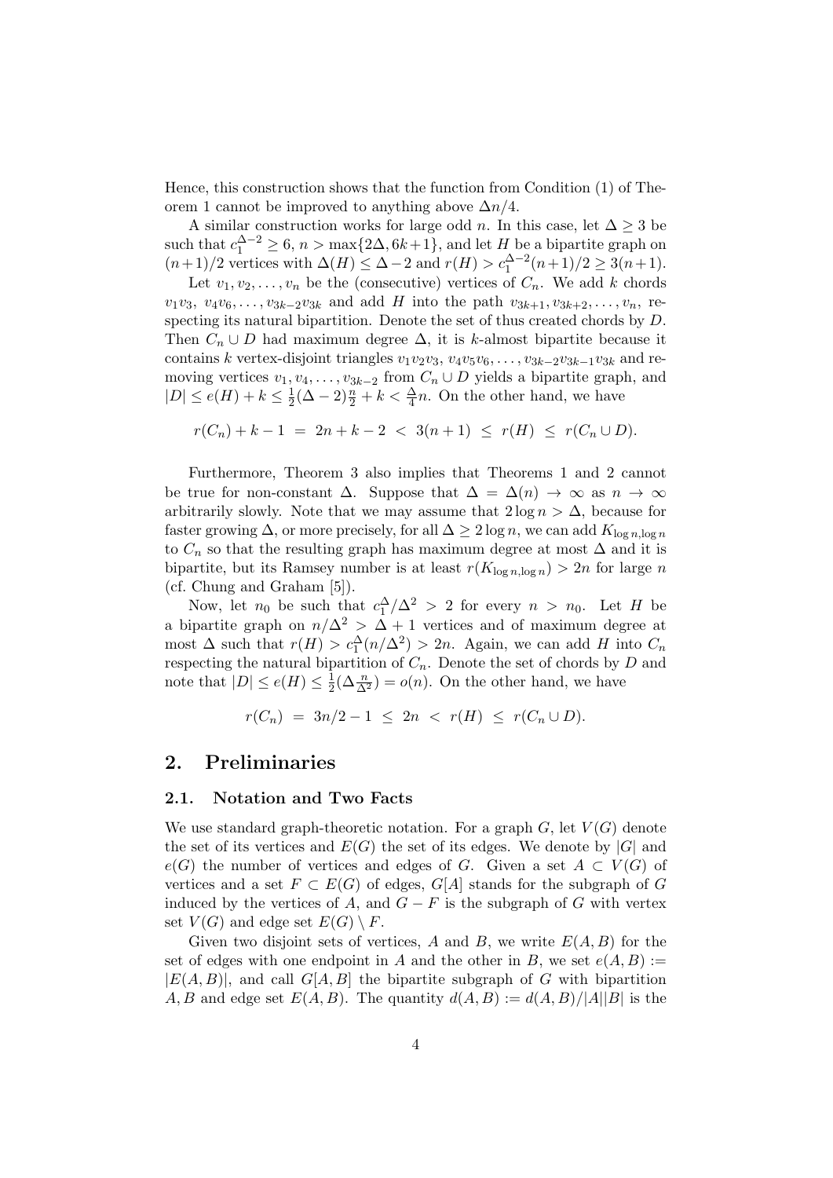Hence, this construction shows that the function from Condition (1) of Theorem 1 cannot be improved to anything above $\Delta n/4$.

A similar construction works for large odd $n$. In this case, let $\Delta \geq 3$ be such that $c_1^{\Delta-2} \geq 6$, $n > \max\{2\Delta, 6k+1\}$, and let $H$ be a bipartite graph on $(n+1)/2$ vertices with $\Delta(H) \leq \Delta - 2$ and $r(H) > c_1^{\Delta-2}(n+1)/2 \geq 3(n+1)$.

Let $v_1, v_2, \ldots, v_n$ be the (consecutive) vertices of $C_n$. We add $k$ chords $v_1v_3$, $v_4v_6, \ldots, v_{3k-2}v_{3k}$ and add $H$ into the path $v_{3k+1}, v_{3k+2}, \ldots, v_n$, respecting its natural bipartition. Denote the set of thus created chords by $D$. Then $C_n \cup D$ had maximum degree $\Delta$, it is $k$-almost bipartite because it contains $k$ vertex-disjoint triangles $v_1v_2v_3$, $v_4v_5v_6, \ldots, v_{3k-2}v_{3k-1}v_{3k}$ and removing vertices $v_1, v_4, \ldots, v_{3k-2}$ from $C_n \cup D$ yields a bipartite graph, and $|D| \leq e(H) + k \leq \frac{1}{2}(\Delta - 2)\frac{n}{2} + k < \frac{\Delta}{4}n$. On the other hand, we have

$$r(C_n) + k - 1 \;=\; 2n + k - 2 \;<\; 3(n+1) \;\leq\; r(H) \;\leq\; r(C_n \cup D).$$

Furthermore, Theorem 3 also implies that Theorems 1 and 2 cannot be true for non-constant $\Delta$. Suppose that $\Delta = \Delta(n) \to \infty$ as $n \to \infty$ arbitrarily slowly. Note that we may assume that $2\log n > \Delta$, because for faster growing $\Delta$, or more precisely, for all $\Delta \geq 2\log n$, we can add $K_{\log n, \log n}$ to $C_n$ so that the resulting graph has maximum degree at most $\Delta$ and it is bipartite, but its Ramsey number is at least $r(K_{\log n, \log n}) > 2n$ for large $n$ (cf. Chung and Graham [5]).

Now, let $n_0$ be such that $c_1^{\Delta}/\Delta^2 > 2$ for every $n > n_0$. Let $H$ be a bipartite graph on $n/\Delta^2 > \Delta + 1$ vertices and of maximum degree at most $\Delta$ such that $r(H) > c_1^{\Delta}(n/\Delta^2) > 2n$. Again, we can add $H$ into $C_n$ respecting the natural bipartition of $C_n$. Denote the set of chords by $D$ and note that $|D| \leq e(H) \leq \frac{1}{2}(\Delta \frac{n}{\Delta^2}) = o(n)$. On the other hand, we have

$$r(C_n) \;=\; 3n/2 - 1 \;\leq\; 2n \;<\; r(H) \;\leq\; r(C_n \cup D).$$

## 2. Preliminaries

### 2.1. Notation and Two Facts

We use standard graph-theoretic notation. For a graph $G$, let $V(G)$ denote the set of its vertices and $E(G)$ the set of its edges. We denote by $|G|$ and $e(G)$ the number of vertices and edges of $G$. Given a set $A \subset V(G)$ of vertices and a set $F \subset E(G)$ of edges, $G[A]$ stands for the subgraph of $G$ induced by the vertices of $A$, and $G - F$ is the subgraph of $G$ with vertex set $V(G)$ and edge set $E(G) \setminus F$.

Given two disjoint sets of vertices, $A$ and $B$, we write $E(A, B)$ for the set of edges with one endpoint in $A$ and the other in $B$, we set $e(A, B) := |E(A, B)|$, and call $G[A, B]$ the bipartite subgraph of $G$ with bipartition $A, B$ and edge set $E(A, B)$. The quantity $d(A, B) := d(A, B)/|A||B|$ is the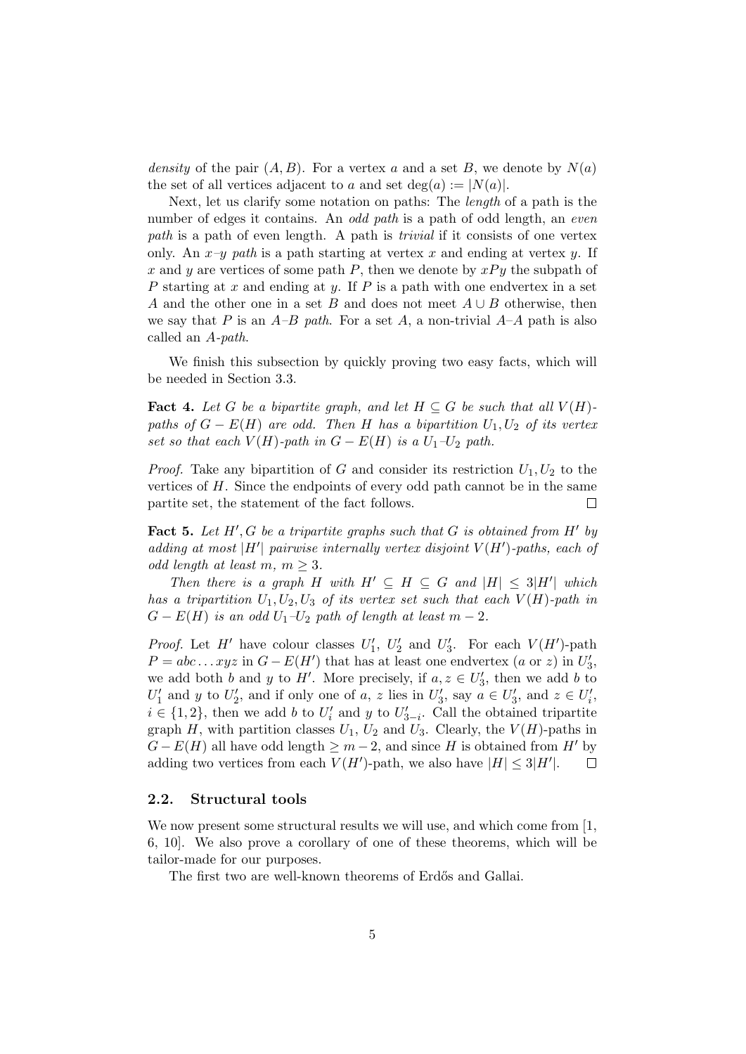*density* of the pair $(A, B)$. For a vertex $a$ and a set $B$, we denote by $N(a)$ the set of all vertices adjacent to $a$ and set $\deg(a) := |N(a)|$.

Next, let us clarify some notation on paths: The *length* of a path is the number of edges it contains. An *odd path* is a path of odd length, an *even path* is a path of even length. A path is *trivial* if it consists of one vertex only. An *$x$–$y$ path* is a path starting at vertex $x$ and ending at vertex $y$. If $x$ and $y$ are vertices of some path $P$, then we denote by $xPy$ the subpath of $P$ starting at $x$ and ending at $y$. If $P$ is a path with one endvertex in a set $A$ and the other one in a set $B$ and does not meet $A \cup B$ otherwise, then we say that $P$ is an *$A$–$B$ path*. For a set $A$, a non-trivial $A$–$A$ path is also called an *$A$-path*.

We finish this subsection by quickly proving two easy facts, which will be needed in Section 3.3.

**Fact 4.** *Let $G$ be a bipartite graph, and let $H \subseteq G$ be such that all $V(H)$-paths of $G - E(H)$ are odd. Then $H$ has a bipartition $U_1, U_2$ of its vertex set so that each $V(H)$-path in $G - E(H)$ is a $U_1$–$U_2$ path.*

*Proof.* Take any bipartition of $G$ and consider its restriction $U_1, U_2$ to the vertices of $H$. Since the endpoints of every odd path cannot be in the same partite set, the statement of the fact follows. $\square$

**Fact 5.** *Let $H', G$ be a tripartite graphs such that $G$ is obtained from $H'$ by adding at most $|H'|$ pairwise internally vertex disjoint $V(H')$-paths, each of odd length at least $m$, $m \geq 3$.*

*Then there is a graph $H$ with $H' \subseteq H \subseteq G$ and $|H| \leq 3|H'|$ which has a tripartition $U_1, U_2, U_3$ of its vertex set such that each $V(H)$-path in $G - E(H)$ is an odd $U_1$–$U_2$ path of length at least $m - 2$.*

*Proof.* Let $H'$ have colour classes $U'_1$, $U'_2$ and $U'_3$. For each $V(H')$-path $P = abc \ldots xyz$ in $G - E(H')$ that has at least one endvertex ($a$ or $z$) in $U'_3$, we add both $b$ and $y$ to $H'$. More precisely, if $a, z \in U'_3$, then we add $b$ to $U'_1$ and $y$ to $U'_2$, and if only one of $a$, $z$ lies in $U'_3$, say $a \in U'_3$, and $z \in U'_i$, $i \in \{1, 2\}$, then we add $b$ to $U'_i$ and $y$ to $U'_{3-i}$. Call the obtained tripartite graph $H$, with partition classes $U_1$, $U_2$ and $U_3$. Clearly, the $V(H)$-paths in $G - E(H)$ all have odd length $\geq m - 2$, and since $H$ is obtained from $H'$ by adding two vertices from each $V(H')$-path, we also have $|H| \leq 3|H'|$. $\square$

### 2.2. Structural tools

We now present some structural results we will use, and which come from [1, 6, 10]. We also prove a corollary of one of these theorems, which will be tailor-made for our purposes.

The first two are well-known theorems of Erdős and Gallai.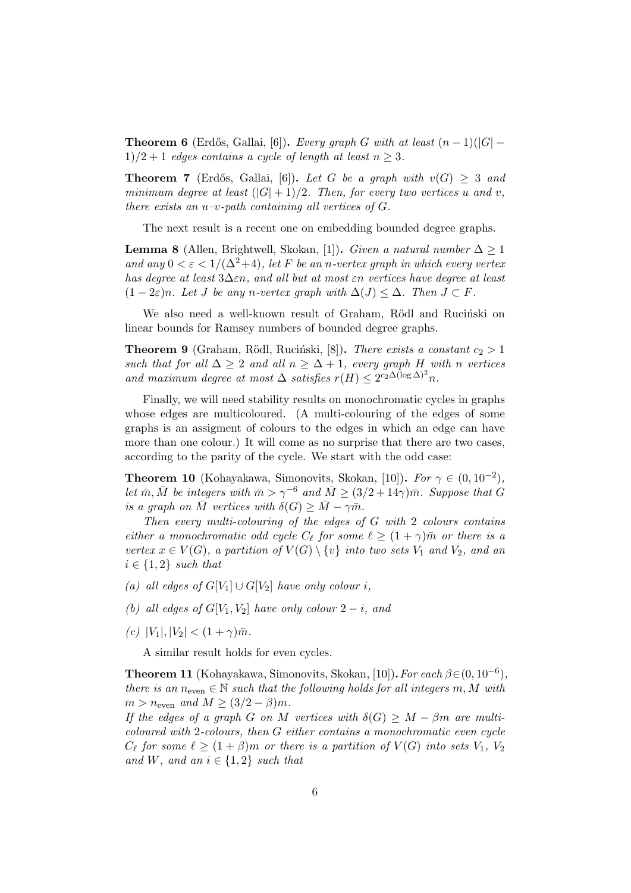**Theorem 6** (Erdős, Gallai, [6])**.** *Every graph $G$ with at least $(n-1)(|G|-1)/2+1$ edges contains a cycle of length at least $n \geq 3$.*

**Theorem 7** (Erdős, Gallai, [6])**.** *Let $G$ be a graph with $v(G) \geq 3$ and minimum degree at least $(|G|+1)/2$. Then, for every two vertices $u$ and $v$, there exists an $u$–$v$-path containing all vertices of $G$.*

The next result is a recent one on embedding bounded degree graphs.

**Lemma 8** (Allen, Brightwell, Skokan, [1])**.** *Given a natural number $\Delta \geq 1$ and any $0 < \varepsilon < 1/(\Delta^2+4)$, let $F$ be an $n$-vertex graph in which every vertex has degree at least $3\Delta\varepsilon n$, and all but at most $\varepsilon n$ vertices have degree at least $(1-2\varepsilon)n$. Let $J$ be any $n$-vertex graph with $\Delta(J) \leq \Delta$. Then $J \subset F$.*

We also need a well-known result of Graham, Rödl and Ruciński on linear bounds for Ramsey numbers of bounded degree graphs.

**Theorem 9** (Graham, Rödl, Ruciński, [8])**.** *There exists a constant $c_2 > 1$ such that for all $\Delta \geq 2$ and all $n \geq \Delta+1$, every graph $H$ with $n$ vertices and maximum degree at most $\Delta$ satisfies $r(H) \leq 2^{c_2\Delta(\log\Delta)^2}n$.*

Finally, we will need stability results on monochromatic cycles in graphs whose edges are multicoloured. (A multi-colouring of the edges of some graphs is an assigment of colours to the edges in which an edge can have more than one colour.) It will come as no surprise that there are two cases, according to the parity of the cycle. We start with the odd case:

**Theorem 10** (Kohayakawa, Simonovits, Skokan, [10])**.** *For $\gamma \in (0, 10^{-2})$, let $\bar{m}, \bar{M}$ be integers with $\bar{m} > \gamma^{-6}$ and $\bar{M} \geq (3/2+14\gamma)\bar{m}$. Suppose that $G$ is a graph on $\bar{M}$ vertices with $\delta(G) \geq \bar{M} - \gamma\bar{m}$.*

*Then every multi-colouring of the edges of $G$ with 2 colours contains either a monochromatic odd cycle $C_\ell$ for some $\ell \geq (1+\gamma)\bar{m}$ or there is a vertex $x \in V(G)$, a partition of $V(G) \setminus \{v\}$ into two sets $V_1$ and $V_2$, and an $i \in \{1, 2\}$ such that*

*(a) all edges of $G[V_1] \cup G[V_2]$ have only colour $i$,*

*(b) all edges of $G[V_1, V_2]$ have only colour $2-i$, and*

*(c) $|V_1|, |V_2| < (1+\gamma)\bar{m}$.*

A similar result holds for even cycles.

**Theorem 11** (Kohayakawa, Simonovits, Skokan, [10])**.** *For each $\beta \in (0, 10^{-6})$, there is an $n_{\text{even}} \in \mathbb{N}$ such that the following holds for all integers $m, M$ with $m > n_{\text{even}}$ and $M \geq (3/2 - \beta)m$.*
*If the edges of a graph $G$ on $M$ vertices with $\delta(G) \geq M - \beta m$ are multi-coloured with 2-colours, then $G$ either contains a monochromatic even cycle $C_\ell$ for some $\ell \geq (1+\beta)m$ or there is a partition of $V(G)$ into sets $V_1$, $V_2$ and $W$, and an $i \in \{1, 2\}$ such that*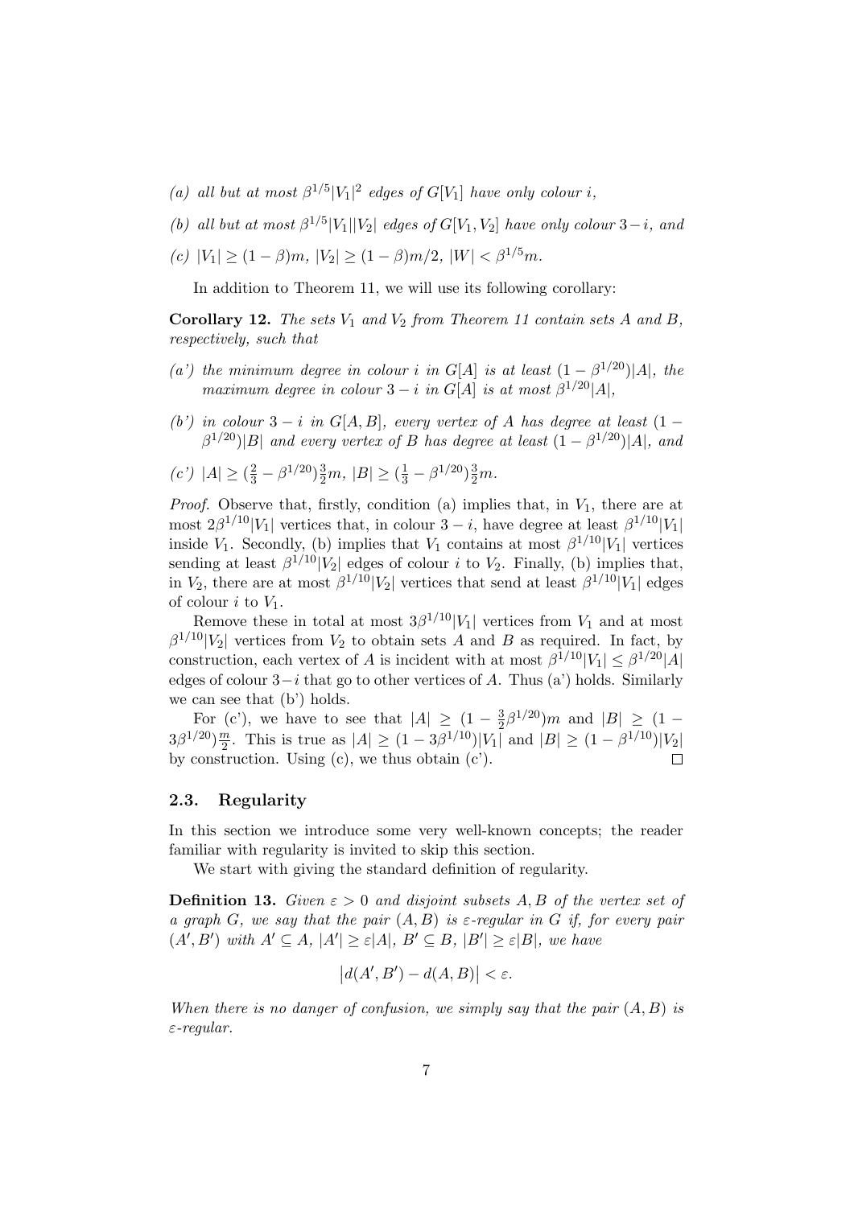*(a) all but at most $\beta^{1/5}|V_1|^2$ edges of $G[V_1]$ have only colour $i$,*

*(b) all but at most $\beta^{1/5}|V_1||V_2|$ edges of $G[V_1, V_2]$ have only colour $3-i$, and*

*(c) $|V_1| \geq (1-\beta)m$, $|V_2| \geq (1-\beta)m/2$, $|W| < \beta^{1/5}m$.*

In addition to Theorem 11, we will use its following corollary:

**Corollary 12.** *The sets $V_1$ and $V_2$ from Theorem 11 contain sets $A$ and $B$, respectively, such that*

*(a') the minimum degree in colour $i$ in $G[A]$ is at least $(1-\beta^{1/20})|A|$, the maximum degree in colour $3-i$ in $G[A]$ is at most $\beta^{1/20}|A|$,*

*(b') in colour $3-i$ in $G[A, B]$, every vertex of $A$ has degree at least $(1-\beta^{1/20})|B|$ and every vertex of $B$ has degree at least $(1-\beta^{1/20})|A|$, and*

*(c') $|A| \geq (\frac{2}{3} - \beta^{1/20})\frac{3}{2}m$, $|B| \geq (\frac{1}{3} - \beta^{1/20})\frac{3}{2}m$.*

*Proof.* Observe that, firstly, condition (a) implies that, in $V_1$, there are at most $2\beta^{1/10}|V_1|$ vertices that, in colour $3-i$, have degree at least $\beta^{1/10}|V_1|$ inside $V_1$. Secondly, (b) implies that $V_1$ contains at most $\beta^{1/10}|V_1|$ vertices sending at least $\beta^{1/10}|V_2|$ edges of colour $i$ to $V_2$. Finally, (b) implies that, in $V_2$, there are at most $\beta^{1/10}|V_2|$ vertices that send at least $\beta^{1/10}|V_1|$ edges of colour $i$ to $V_1$.

Remove these in total at most $3\beta^{1/10}|V_1|$ vertices from $V_1$ and at most $\beta^{1/10}|V_2|$ vertices from $V_2$ to obtain sets $A$ and $B$ as required. In fact, by construction, each vertex of $A$ is incident with at most $\beta^{1/10}|V_1| \leq \beta^{1/20}|A|$ edges of colour $3-i$ that go to other vertices of $A$. Thus (a') holds. Similarly we can see that (b') holds.

For (c'), we have to see that $|A| \geq (1 - \frac{3}{2}\beta^{1/20})m$ and $|B| \geq (1 - 3\beta^{1/20})\frac{m}{2}$. This is true as $|A| \geq (1-3\beta^{1/10})|V_1|$ and $|B| \geq (1-\beta^{1/10})|V_2|$ by construction. Using (c), we thus obtain (c'). $\square$

### 2.3. Regularity

In this section we introduce some very well-known concepts; the reader familiar with regularity is invited to skip this section.

We start with giving the standard definition of regularity.

**Definition 13.** *Given $\varepsilon > 0$ and disjoint subsets $A, B$ of the vertex set of a graph $G$, we say that the pair $(A, B)$ is $\varepsilon$-regular in $G$ if, for every pair $(A', B')$ with $A' \subseteq A$, $|A'| \geq \varepsilon|A|$, $B' \subseteq B$, $|B'| \geq \varepsilon|B|$, we have*

$$\left|d(A', B') - d(A, B)\right| < \varepsilon.$$

*When there is no danger of confusion, we simply say that the pair $(A, B)$ is $\varepsilon$-regular.*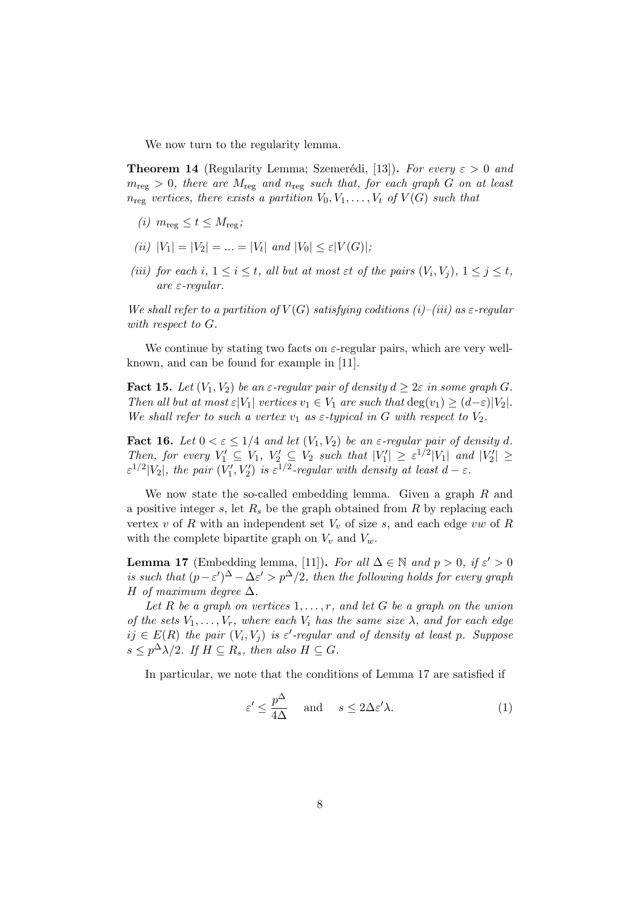We now turn to the regularity lemma.

**Theorem 14** (Regularity Lemma; Szemerédi, [13]). *For every $\varepsilon > 0$ and $m_{\rm reg} > 0$, there are $M_{\rm reg}$ and $n_{\rm reg}$ such that, for each graph $G$ on at least $n_{\rm reg}$ vertices, there exists a partition $V_0, V_1, \ldots, V_t$ of $V(G)$ such that*

*(i)* $m_{\rm reg} \leq t \leq M_{\rm reg}$*;*

*(ii)* $|V_1| = |V_2| = \ldots = |V_t|$ *and* $|V_0| \leq \varepsilon |V(G)|$*;*

*(iii) for each $i$, $1 \leq i \leq t$, all but at most $\varepsilon t$ of the pairs $(V_i, V_j)$, $1 \leq j \leq t$, are $\varepsilon$-regular.*

*We shall refer to a partition of $V(G)$ satisfying coditions (i)–(iii) as $\varepsilon$-regular with respect to $G$.*

We continue by stating two facts on $\varepsilon$-regular pairs, which are very well-known, and can be found for example in [11].

**Fact 15.** *Let $(V_1, V_2)$ be an $\varepsilon$-regular pair of density $d \geq 2\varepsilon$ in some graph $G$. Then all but at most $\varepsilon|V_1|$ vertices $v_1 \in V_1$ are such that $\deg(v_1) \geq (d - \varepsilon)|V_2|$. We shall refer to such a vertex $v_1$ as $\varepsilon$-typical in $G$ with respect to $V_2$.*

**Fact 16.** *Let $0 < \varepsilon \leq 1/4$ and let $(V_1, V_2)$ be an $\varepsilon$-regular pair of density $d$. Then, for every $V_1' \subseteq V_1$, $V_2' \subseteq V_2$ such that $|V_1'| \geq \varepsilon^{1/2}|V_1|$ and $|V_2'| \geq \varepsilon^{1/2}|V_2|$, the pair $(V_1', V_2')$ is $\varepsilon^{1/2}$-regular with density at least $d - \varepsilon$.*

We now state the so-called embedding lemma. Given a graph $R$ and a positive integer $s$, let $R_s$ be the graph obtained from $R$ by replacing each vertex $v$ of $R$ with an independent set $V_v$ of size $s$, and each edge $vw$ of $R$ with the complete bipartite graph on $V_v$ and $V_w$.

**Lemma 17** (Embedding lemma, [11]). *For all $\Delta \in \mathbb{N}$ and $p > 0$, if $\varepsilon' > 0$ is such that $(p - \varepsilon')^\Delta - \Delta\varepsilon' > p^\Delta/2$, then the following holds for every graph $H$ of maximum degree $\Delta$.*

*Let $R$ be a graph on vertices $1, \ldots, r$, and let $G$ be a graph on the union of the sets $V_1, \ldots, V_r$, where each $V_i$ has the same size $\lambda$, and for each edge $ij \in E(R)$ the pair $(V_i, V_j)$ is $\varepsilon'$-regular and of density at least $p$. Suppose $s \leq p^\Delta \lambda/2$. If $H \subseteq R_s$, then also $H \subseteq G$.*

In particular, we note that the conditions of Lemma 17 are satisfied if

$$\varepsilon' \leq \frac{p^\Delta}{4\Delta} \quad \text{and} \quad s \leq 2\Delta\varepsilon'\lambda. \tag{1}$$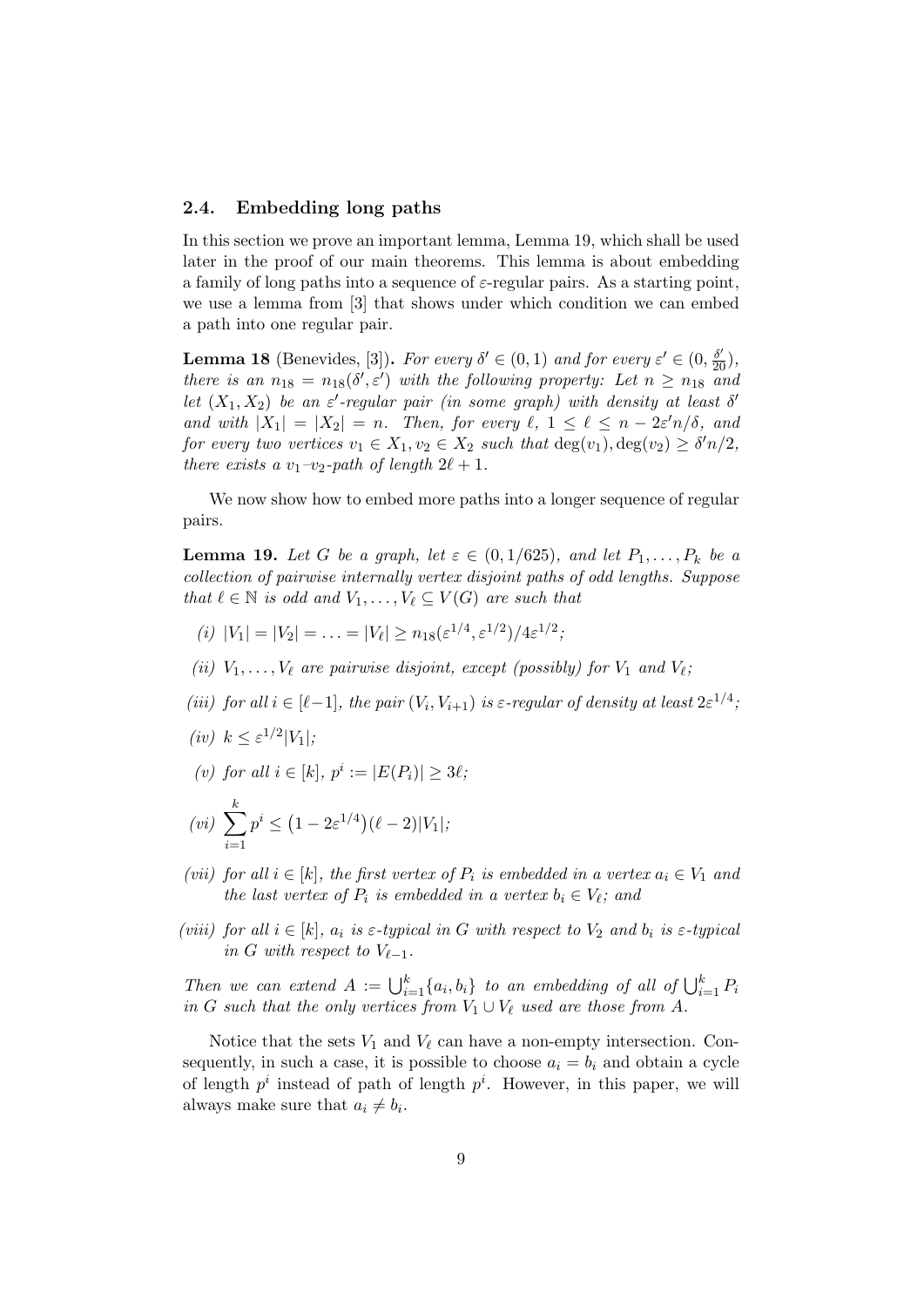### 2.4. Embedding long paths

In this section we prove an important lemma, Lemma 19, which shall be used later in the proof of our main theorems. This lemma is about embedding a family of long paths into a sequence of $\varepsilon$-regular pairs. As a starting point, we use a lemma from [3] that shows under which condition we can embed a path into one regular pair.

**Lemma 18** (Benevides, [3]). *For every $\delta' \in (0,1)$ and for every $\varepsilon' \in (0, \frac{\delta'}{20})$, there is an $n_{18} = n_{18}(\delta', \varepsilon')$ with the following property: Let $n \geq n_{18}$ and let $(X_1, X_2)$ be an $\varepsilon'$-regular pair (in some graph) with density at least $\delta'$ and with $|X_1| = |X_2| = n$. Then, for every $\ell$, $1 \leq \ell \leq n - 2\varepsilon' n/\delta$, and for every two vertices $v_1 \in X_1, v_2 \in X_2$ such that $\deg(v_1), \deg(v_2) \geq \delta' n/2$, there exists a $v_1$–$v_2$-path of length $2\ell + 1$.*

We now show how to embed more paths into a longer sequence of regular pairs.

**Lemma 19.** *Let $G$ be a graph, let $\varepsilon \in (0, 1/625)$, and let $P_1, \ldots, P_k$ be a collection of pairwise internally vertex disjoint paths of odd lengths. Suppose that $\ell \in \mathbb{N}$ is odd and $V_1, \ldots, V_\ell \subseteq V(G)$ are such that*

*(i) $|V_1| = |V_2| = \ldots = |V_\ell| \geq n_{18}(\varepsilon^{1/4}, \varepsilon^{1/2})/4\varepsilon^{1/2}$;*

*(ii) $V_1, \ldots, V_\ell$ are pairwise disjoint, except (possibly) for $V_1$ and $V_\ell$;*

*(iii) for all $i \in [\ell-1]$, the pair $(V_i, V_{i+1})$ is $\varepsilon$-regular of density at least $2\varepsilon^{1/4}$;*

*(iv) $k \leq \varepsilon^{1/2}|V_1|$;*

*(v) for all $i \in [k]$, $p^i := |E(P_i)| \geq 3\ell$;*

*(vi) $\displaystyle\sum_{i=1}^{k} p^i \leq \big(1 - 2\varepsilon^{1/4}\big)(\ell - 2)|V_1|$;*

*(vii) for all $i \in [k]$, the first vertex of $P_i$ is embedded in a vertex $a_i \in V_1$ and the last vertex of $P_i$ is embedded in a vertex $b_i \in V_\ell$; and*

*(viii) for all $i \in [k]$, $a_i$ is $\varepsilon$-typical in $G$ with respect to $V_2$ and $b_i$ is $\varepsilon$-typical in $G$ with respect to $V_{\ell-1}$.*

*Then we can extend $A := \bigcup_{i=1}^{k}\{a_i, b_i\}$ to an embedding of all of $\bigcup_{i=1}^{k} P_i$ in $G$ such that the only vertices from $V_1 \cup V_\ell$ used are those from $A$.*

Notice that the sets $V_1$ and $V_\ell$ can have a non-empty intersection. Consequently, in such a case, it is possible to choose $a_i = b_i$ and obtain a cycle of length $p^i$ instead of path of length $p^i$. However, in this paper, we will always make sure that $a_i \neq b_i$.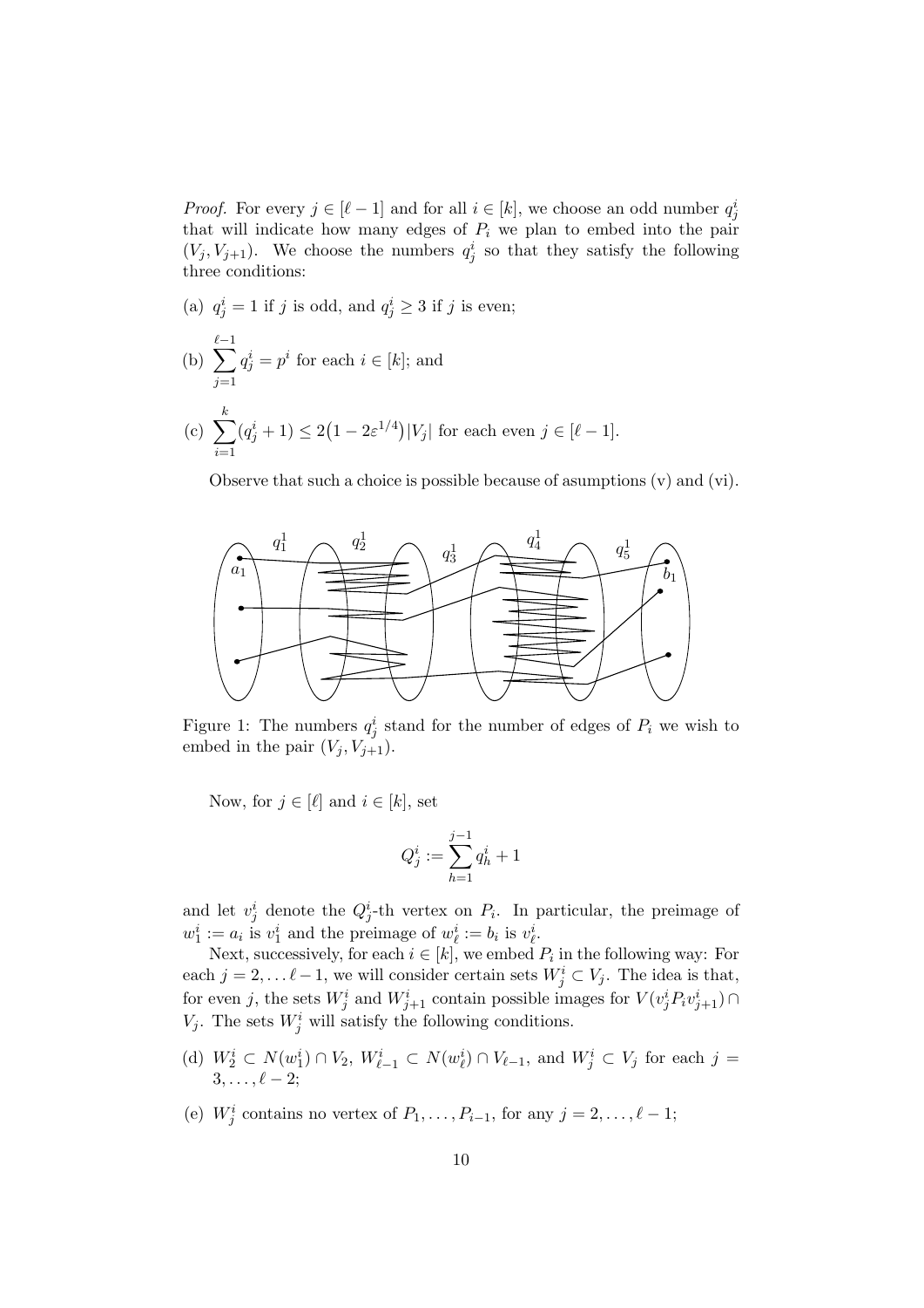*Proof.* For every $j \in [\ell - 1]$ and for all $i \in [k]$, we choose an odd number $q_j^i$ that will indicate how many edges of $P_i$ we plan to embed into the pair $(V_j, V_{j+1})$. We choose the numbers $q_j^i$ so that they satisfy the following three conditions:

(a) $q_j^i = 1$ if $j$ is odd, and $q_j^i \geq 3$ if $j$ is even;

(b) $\sum_{j=1}^{\ell-1} q_j^i = p^i$ for each $i \in [k]$; and

(c) $\sum_{i=1}^{k} (q_j^i + 1) \leq 2\big(1 - 2\varepsilon^{1/4}\big)|V_j|$ for each even $j \in [\ell - 1]$.

Observe that such a choice is possible because of asumptions (v) and (vi).

Figure 1: The numbers $q_j^i$ stand for the number of edges of $P_i$ we wish to embed in the pair $(V_j, V_{j+1})$.

Now, for $j \in [\ell]$ and $i \in [k]$, set

$$Q_j^i := \sum_{h=1}^{j-1} q_h^i + 1$$

and let $v_j^i$ denote the $Q_j^i$-th vertex on $P_i$. In particular, the preimage of $w_1^i := a_i$ is $v_1^i$ and the preimage of $w_\ell^i := b_i$ is $v_\ell^i$.

Next, successively, for each $i \in [k]$, we embed $P_i$ in the following way: For each $j = 2, \ldots \ell - 1$, we will consider certain sets $W_j^i \subset V_j$. The idea is that, for even $j$, the sets $W_j^i$ and $W_{j+1}^i$ contain possible images for $V(v_j^i P_i v_{j+1}^i) \cap V_j$. The sets $W_j^i$ will satisfy the following conditions.

(d) $W_2^i \subset N(w_1^i) \cap V_2$, $W_{\ell-1}^i \subset N(w_\ell^i) \cap V_{\ell-1}$, and $W_j^i \subset V_j$ for each $j = 3, \ldots, \ell - 2$;

(e) $W_j^i$ contains no vertex of $P_1, \ldots, P_{i-1}$, for any $j = 2, \ldots, \ell - 1$;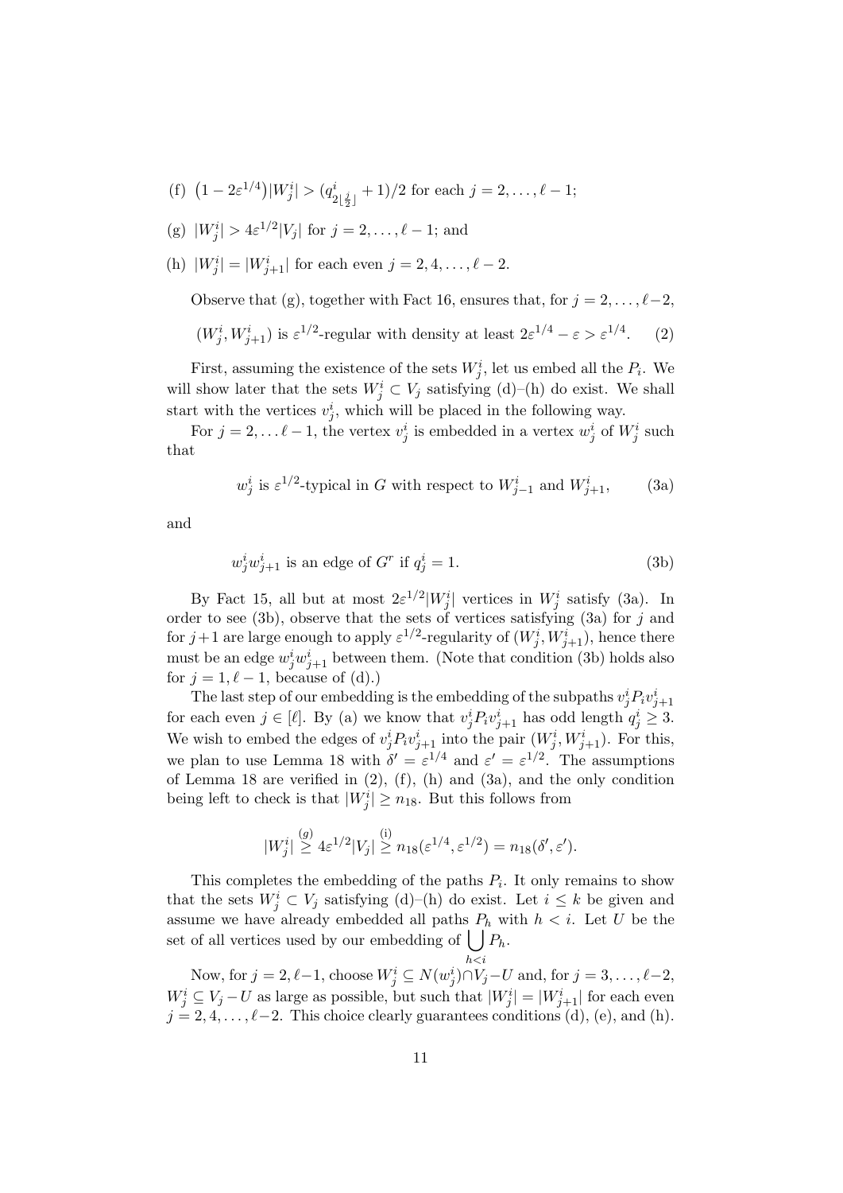(f) $\big(1-2\varepsilon^{1/4}\big)|W_j^i| > (q^i_{2\lfloor \frac{j}{2}\rfloor}+1)/2$ for each $j=2,\dots,\ell-1$;

(g) $|W_j^i| > 4\varepsilon^{1/2}|V_j|$ for $j=2,\dots,\ell-1$; and

(h) $|W_j^i| = |W_{j+1}^i|$ for each even $j=2,4,\dots,\ell-2$.

Observe that (g), together with Fact 16, ensures that, for $j=2,\dots,\ell-2$,

$$(W_j^i, W_{j+1}^i) \text{ is } \varepsilon^{1/2}\text{-regular with density at least } 2\varepsilon^{1/4}-\varepsilon > \varepsilon^{1/4}. \qquad (2)$$

First, assuming the existence of the sets $W_j^i$, let us embed all the $P_i$. We will show later that the sets $W_j^i \subset V_j$ satisfying (d)–(h) do exist. We shall start with the vertices $v_j^i$, which will be placed in the following way.

For $j=2,\dots \ell-1$, the vertex $v_j^i$ is embedded in a vertex $w_j^i$ of $W_j^i$ such that

$$w_j^i \text{ is } \varepsilon^{1/2}\text{-typical in } G \text{ with respect to } W_{j-1}^i \text{ and } W_{j+1}^i, \qquad (3a)$$

and

$$w_j^i w_{j+1}^i \text{ is an edge of } G^r \text{ if } q_j^i = 1. \qquad (3b)$$

By Fact 15, all but at most $2\varepsilon^{1/2}|W_j^i|$ vertices in $W_j^i$ satisfy (3a). In order to see (3b), observe that the sets of vertices satisfying (3a) for $j$ and for $j+1$ are large enough to apply $\varepsilon^{1/2}$-regularity of $(W_j^i, W_{j+1}^i)$, hence there must be an edge $w_j^i w_{j+1}^i$ between them. (Note that condition (3b) holds also for $j=1,\ell-1$, because of (d).)

The last step of our embedding is the embedding of the subpaths $v_j^i P_i v_{j+1}^i$ for each even $j \in [\ell]$. By (a) we know that $v_j^i P_i v_{j+1}^i$ has odd length $q_j^i \geq 3$. We wish to embed the edges of $v_j^i P_i v_{j+1}^i$ into the pair $(W_j^i, W_{j+1}^i)$. For this, we plan to use Lemma 18 with $\delta' = \varepsilon^{1/4}$ and $\varepsilon' = \varepsilon^{1/2}$. The assumptions of Lemma 18 are verified in (2), (f), (h) and (3a), and the only condition being left to check is that $|W_j^i| \geq n_{18}$. But this follows from

$$|W_j^i| \overset{(g)}{\geq} 4\varepsilon^{1/2}|V_j| \overset{\text{(i)}}{\geq} n_{18}(\varepsilon^{1/4}, \varepsilon^{1/2}) = n_{18}(\delta', \varepsilon').$$

This completes the embedding of the paths $P_i$. It only remains to show that the sets $W_j^i \subset V_j$ satisfying (d)–(h) do exist. Let $i \leq k$ be given and assume we have already embedded all paths $P_h$ with $h < i$. Let $U$ be the set of all vertices used by our embedding of $\bigcup_{h<i} P_h$.

Now, for $j = 2, \ell-1$, choose $W_j^i \subseteq N(w_j^i) \cap V_j - U$ and, for $j=3,\dots,\ell-2$, $W_j^i \subseteq V_j - U$ as large as possible, but such that $|W_j^i| = |W_{j+1}^i|$ for each even $j = 2,4,\dots,\ell-2$. This choice clearly guarantees conditions (d), (e), and (h).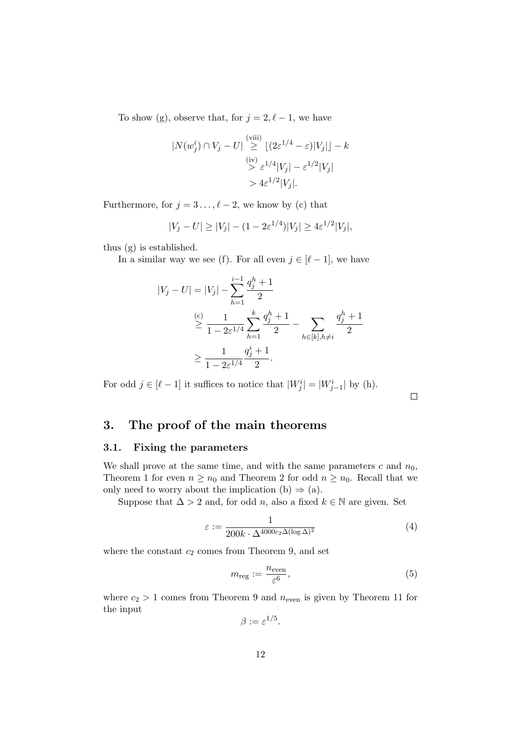To show (g), observe that, for $j = 2, \ell - 1$, we have

$$
\begin{aligned}
|N(w_j^i) \cap V_j - U| &\overset{\text{(viii)}}{\geq} \lfloor (2\varepsilon^{1/4} - \varepsilon)|V_j| \rfloor - k \\
&\overset{\text{(iv)}}{>} \varepsilon^{1/4}|V_j| - \varepsilon^{1/2}|V_j| \\
&> 4\varepsilon^{1/2}|V_j|.
\end{aligned}
$$

Furthermore, for $j = 3 \ldots, \ell - 2$, we know by (c) that

$$
|V_j - U| \geq |V_j| - (1 - 2\varepsilon^{1/4})|V_j| \geq 4\varepsilon^{1/2}|V_j|,
$$

thus (g) is established.

In a similar way we see (f). For all even $j \in [\ell - 1]$, we have

$$
\begin{aligned}
|V_j - U| &= |V_j| - \sum_{h=1}^{i-1} \frac{q_j^h + 1}{2} \\
&\overset{\text{(c)}}{\geq} \frac{1}{1 - 2\varepsilon^{1/4}} \sum_{h=1}^{k} \frac{q_j^h + 1}{2} - \sum_{h \in [k], h \neq i} \frac{q_j^h + 1}{2} \\
&\geq \frac{1}{1 - 2\varepsilon^{1/4}} \frac{q_j^i + 1}{2}.
\end{aligned}
$$

For odd $j \in [\ell - 1]$ it suffices to notice that $|W_j^i| = |W_{j-1}^i|$ by (h).

□

## 3. The proof of the main theorems

### 3.1. Fixing the parameters

We shall prove at the same time, and with the same parameters $c$ and $n_0$, Theorem 1 for even $n \geq n_0$ and Theorem 2 for odd $n \geq n_0$. Recall that we only need to worry about the implication (b) ⇒ (a).

Suppose that $\Delta > 2$ and, for odd $n$, also a fixed $k \in \mathbb{N}$ are given. Set

$$
\varepsilon := \frac{1}{200k \cdot \Delta^{4000c_2\Delta(\log \Delta)^2}} \tag{4}
$$

where the constant $c_2$ comes from Theorem 9, and set

$$
m_{\text{reg}} := \frac{n_{\text{even}}}{\varepsilon^6}, \tag{5}
$$

where $c_2 > 1$ comes from Theorem 9 and $n_{\text{even}}$ is given by Theorem 11 for the input

$$
\beta := \varepsilon^{1/5}.
$$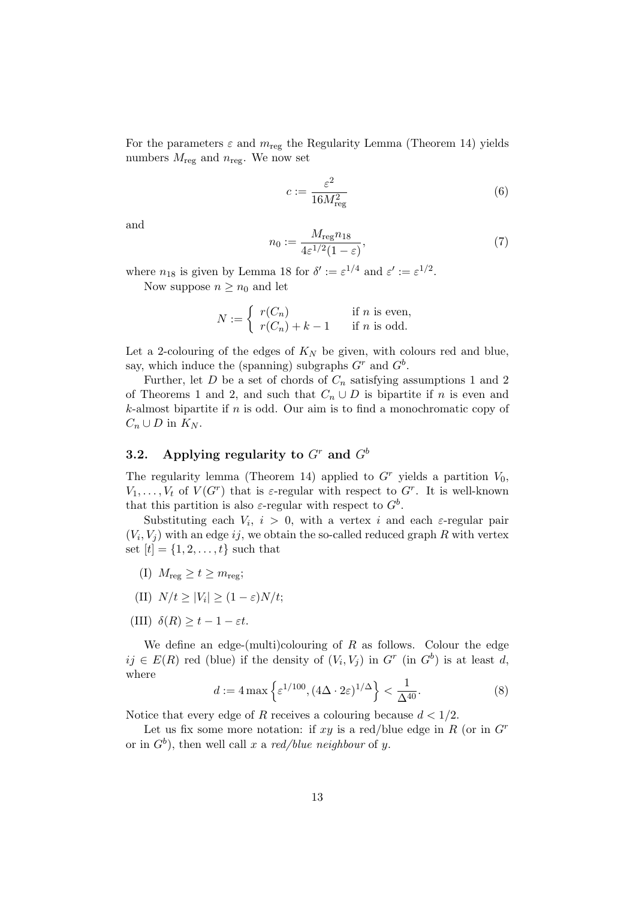For the parameters $\varepsilon$ and $m_{\text{reg}}$ the Regularity Lemma (Theorem 14) yields numbers $M_{\text{reg}}$ and $n_{\text{reg}}$. We now set

$$c := \frac{\varepsilon^2}{16M_{\text{reg}}^2} \tag{6}$$

and

$$n_0 := \frac{M_{\text{reg}} n_{18}}{4\varepsilon^{1/2}(1-\varepsilon)}, \tag{7}$$

where $n_{18}$ is given by Lemma 18 for $\delta' := \varepsilon^{1/4}$ and $\varepsilon' := \varepsilon^{1/2}$.

Now suppose $n \geq n_0$ and let

$$N := \begin{cases} r(C_n) & \text{if } n \text{ is even,} \\ r(C_n) + k - 1 & \text{if } n \text{ is odd.} \end{cases}$$

Let a 2-colouring of the edges of $K_N$ be given, with colours red and blue, say, which induce the (spanning) subgraphs $G^r$ and $G^b$.

Further, let $D$ be a set of chords of $C_n$ satisfying assumptions 1 and 2 of Theorems 1 and 2, and such that $C_n \cup D$ is bipartite if $n$ is even and $k$-almost bipartite if $n$ is odd. Our aim is to find a monochromatic copy of $C_n \cup D$ in $K_N$.

## 3.2. Applying regularity to $G^r$ and $G^b$

The regularity lemma (Theorem 14) applied to $G^r$ yields a partition $V_0, V_1, \ldots, V_t$ of $V(G^r)$ that is $\varepsilon$-regular with respect to $G^r$. It is well-known that this partition is also $\varepsilon$-regular with respect to $G^b$.

Substituting each $V_i$, $i > 0$, with a vertex $i$ and each $\varepsilon$-regular pair $(V_i, V_j)$ with an edge $ij$, we obtain the so-called reduced graph $R$ with vertex set $[t] = \{1, 2, \ldots, t\}$ such that

(I) $M_{\text{reg}} \geq t \geq m_{\text{reg}}$;

(II) $N/t \geq |V_i| \geq (1-\varepsilon)N/t$;

(III) $\delta(R) \geq t - 1 - \varepsilon t$.

We define an edge-(multi)colouring of $R$ as follows. Colour the edge $ij \in E(R)$ red (blue) if the density of $(V_i, V_j)$ in $G^r$ (in $G^b$) is at least $d$, where

$$d := 4 \max\left\{\varepsilon^{1/100}, (4\Delta \cdot 2\varepsilon)^{1/\Delta}\right\} < \frac{1}{\Delta^{40}}. \tag{8}$$

Notice that every edge of $R$ receives a colouring because $d < 1/2$.

Let us fix some more notation: if $xy$ is a red/blue edge in $R$ (or in $G^r$ or in $G^b$), then well call $x$ a *red/blue neighbour* of $y$.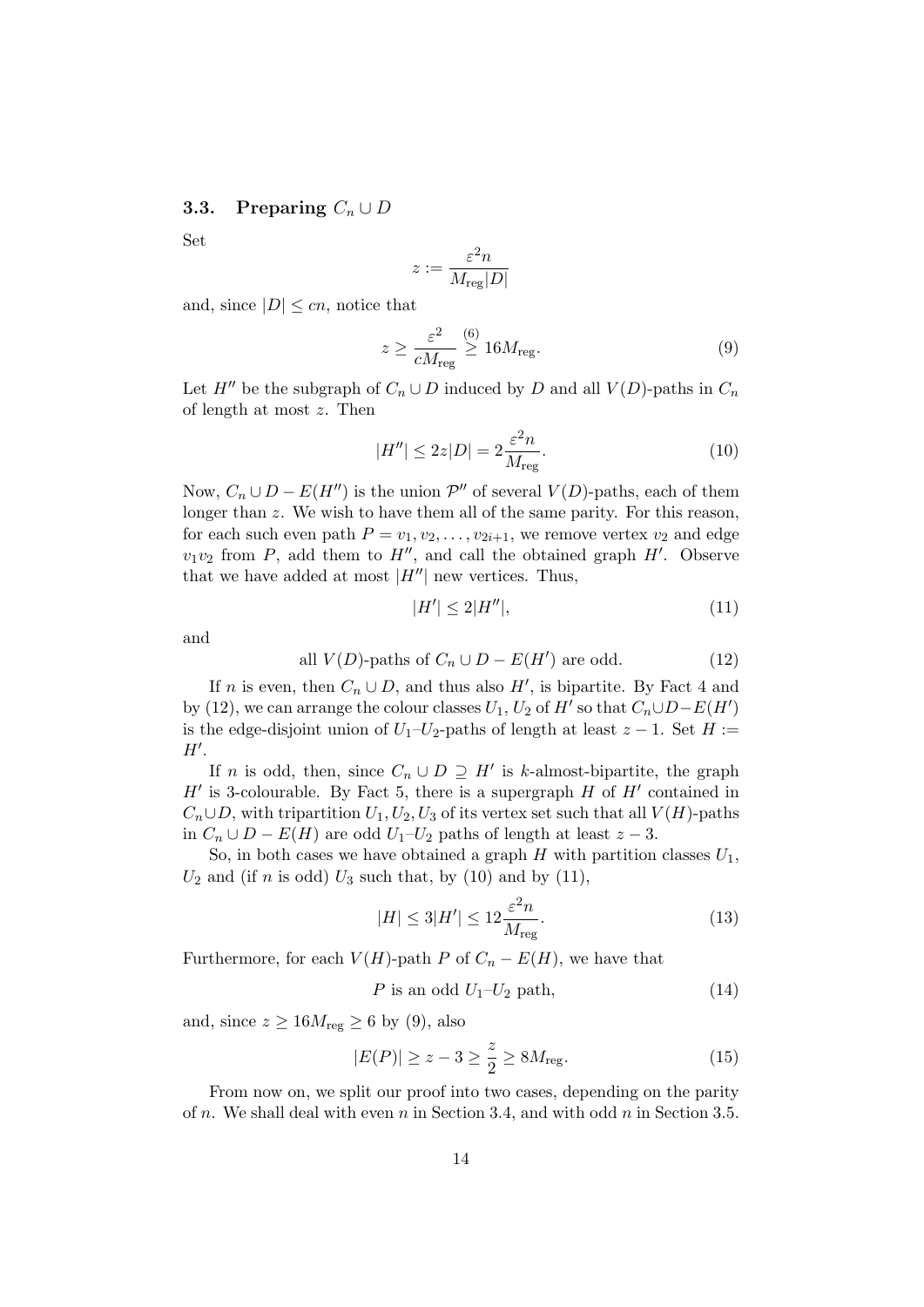### 3.3. Preparing $C_n \cup D$

Set

$$z := \frac{\varepsilon^2 n}{M_{\text{reg}}|D|}$$

and, since $|D| \leq cn$, notice that

$$z \geq \frac{\varepsilon^2}{cM_{\text{reg}}} \overset{(6)}{\geq} 16M_{\text{reg}}. \tag{9}$$

Let $H''$ be the subgraph of $C_n \cup D$ induced by $D$ and all $V(D)$-paths in $C_n$ of length at most $z$. Then

$$|H''| \leq 2z|D| = 2\frac{\varepsilon^2 n}{M_{\text{reg}}}. \tag{10}$$

Now, $C_n \cup D - E(H'')$ is the union $\mathcal{P}''$ of several $V(D)$-paths, each of them longer than $z$. We wish to have them all of the same parity. For this reason, for each such even path $P = v_1, v_2, \ldots, v_{2i+1}$, we remove vertex $v_2$ and edge $v_1v_2$ from $P$, add them to $H''$, and call the obtained graph $H'$. Observe that we have added at most $|H''|$ new vertices. Thus,

$$|H'| \leq 2|H''|, \tag{11}$$

and

$$\text{all } V(D)\text{-paths of } C_n \cup D - E(H') \text{ are odd.} \tag{12}$$

If $n$ is even, then $C_n \cup D$, and thus also $H'$, is bipartite. By Fact 4 and by (12), we can arrange the colour classes $U_1, U_2$ of $H'$ so that $C_n \cup D - E(H')$ is the edge-disjoint union of $U_1$–$U_2$-paths of length at least $z - 1$. Set $H := H'$.

If $n$ is odd, then, since $C_n \cup D \supseteq H'$ is $k$-almost-bipartite, the graph $H'$ is 3-colourable. By Fact 5, there is a supergraph $H$ of $H'$ contained in $C_n \cup D$, with tripartition $U_1, U_2, U_3$ of its vertex set such that all $V(H)$-paths in $C_n \cup D - E(H)$ are odd $U_1$–$U_2$ paths of length at least $z - 3$.

So, in both cases we have obtained a graph $H$ with partition classes $U_1$, $U_2$ and (if $n$ is odd) $U_3$ such that, by (10) and by (11),

$$|H| \leq 3|H'| \leq 12\frac{\varepsilon^2 n}{M_{\text{reg}}}. \tag{13}$$

Furthermore, for each $V(H)$-path $P$ of $C_n - E(H)$, we have that

$$P \text{ is an odd } U_1\text{–}U_2 \text{ path,} \tag{14}$$

and, since $z \geq 16M_{\text{reg}} \geq 6$ by (9), also

$$|E(P)| \geq z - 3 \geq \frac{z}{2} \geq 8M_{\text{reg}}. \tag{15}$$

From now on, we split our proof into two cases, depending on the parity of $n$. We shall deal with even $n$ in Section 3.4, and with odd $n$ in Section 3.5.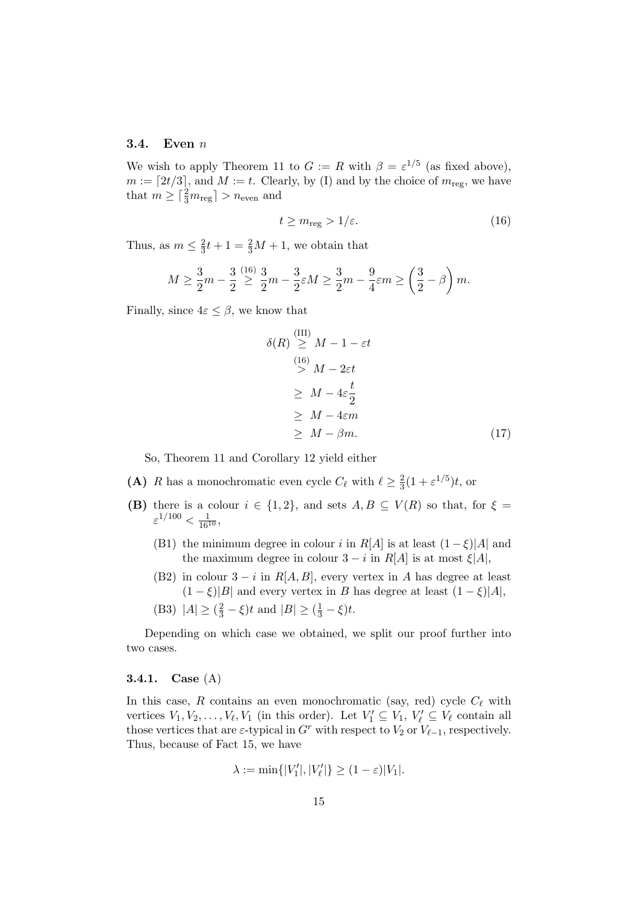### 3.4. Even $n$

We wish to apply Theorem 11 to $G := R$ with $\beta = \varepsilon^{1/5}$ (as fixed above), $m := \lceil 2t/3 \rceil$, and $M := t$. Clearly, by (I) and by the choice of $m_{\text{reg}}$, we have that $m \geq \lceil \frac{2}{3} m_{\text{reg}} \rceil > n_{\text{even}}$ and

$$t \geq m_{\text{reg}} > 1/\varepsilon. \tag{16}$$

Thus, as $m \leq \frac{2}{3}t + 1 = \frac{2}{3}M + 1$, we obtain that

$$M \geq \frac{3}{2}m - \frac{3}{2} \overset{(16)}{\geq} \frac{3}{2}m - \frac{3}{2}\varepsilon M \geq \frac{3}{2}m - \frac{9}{4}\varepsilon m \geq \left(\frac{3}{2} - \beta\right) m.$$

Finally, since $4\varepsilon \leq \beta$, we know that

$$\begin{aligned}
\delta(R) &\overset{\text{(III)}}{\geq} M - 1 - \varepsilon t \\
&\overset{(16)}{>} M - 2\varepsilon t \\
&\geq M - 4\varepsilon \frac{t}{2} \\
&\geq M - 4\varepsilon m \\
&\geq M - \beta m.
\end{aligned} \tag{17}$$

So, Theorem 11 and Corollary 12 yield either

**(A)** $R$ has a monochromatic even cycle $C_\ell$ with $\ell \geq \frac{2}{3}(1 + \varepsilon^{1/5})t$, or

**(B)** there is a colour $i \in \{1, 2\}$, and sets $A, B \subseteq V(R)$ so that, for $\xi = \varepsilon^{1/100} < \frac{1}{16^{10}}$,

- (B1) the minimum degree in colour $i$ in $R[A]$ is at least $(1 - \xi)|A|$ and the maximum degree in colour $3 - i$ in $R[A]$ is at most $\xi|A|$,
- (B2) in colour $3 - i$ in $R[A, B]$, every vertex in $A$ has degree at least $(1 - \xi)|B|$ and every vertex in $B$ has degree at least $(1 - \xi)|A|$,
- (B3) $|A| \geq (\frac{2}{3} - \xi)t$ and $|B| \geq (\frac{1}{3} - \xi)t$.

Depending on which case we obtained, we split our proof further into two cases.

#### 3.4.1. Case (A)

In this case, $R$ contains an even monochromatic (say, red) cycle $C_\ell$ with vertices $V_1, V_2, \ldots, V_\ell, V_1$ (in this order). Let $V_1' \subseteq V_1$, $V_\ell' \subseteq V_\ell$ contain all those vertices that are $\varepsilon$-typical in $G^r$ with respect to $V_2$ or $V_{\ell-1}$, respectively. Thus, because of Fact 15, we have

$$\lambda := \min\{|V_1'|, |V_\ell'|\} \geq (1 - \varepsilon)|V_1|.$$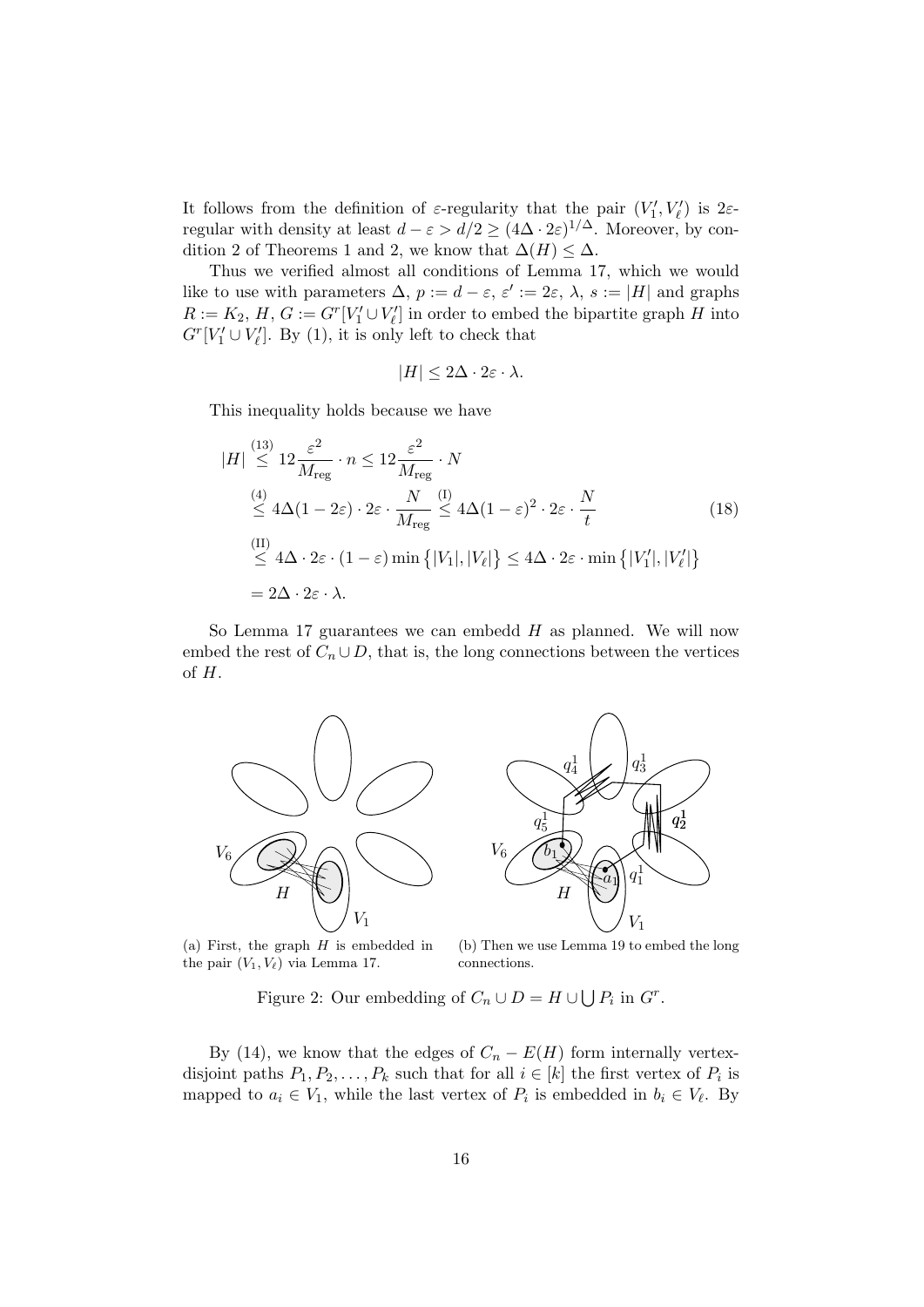It follows from the definition of $\varepsilon$-regularity that the pair $(V_1', V_\ell')$ is $2\varepsilon$-regular with density at least $d - \varepsilon > d/2 \geq (4\Delta \cdot 2\varepsilon)^{1/\Delta}$. Moreover, by condition 2 of Theorems 1 and 2, we know that $\Delta(H) \leq \Delta$.

Thus we verified almost all conditions of Lemma 17, which we would like to use with parameters $\Delta$, $p := d - \varepsilon$, $\varepsilon' := 2\varepsilon$, $\lambda$, $s := |H|$ and graphs $R := K_2$, $H$, $G := G^r[V_1' \cup V_\ell']$ in order to embed the bipartite graph $H$ into $G^r[V_1' \cup V_\ell']$. By (1), it is only left to check that

$$|H| \leq 2\Delta \cdot 2\varepsilon \cdot \lambda.$$

This inequality holds because we have

$$\begin{aligned}
|H| &\overset{(13)}{\leq} 12\frac{\varepsilon^2}{M_{\text{reg}}} \cdot n \leq 12\frac{\varepsilon^2}{M_{\text{reg}}} \cdot N \\
&\overset{(4)}{\leq} 4\Delta(1-2\varepsilon) \cdot 2\varepsilon \cdot \frac{N}{M_{\text{reg}}} \overset{\text{(I)}}{\leq} 4\Delta(1-\varepsilon)^2 \cdot 2\varepsilon \cdot \frac{N}{t} \\
&\overset{\text{(II)}}{\leq} 4\Delta \cdot 2\varepsilon \cdot (1-\varepsilon)\min\left\{|V_1|, |V_\ell|\right\} \leq 4\Delta \cdot 2\varepsilon \cdot \min\left\{|V_1'|, |V_\ell'|\right\} \\
&= 2\Delta \cdot 2\varepsilon \cdot \lambda.
\end{aligned} \tag{18}$$

So Lemma 17 guarantees we can embedd $H$ as planned. We will now embed the rest of $C_n \cup D$, that is, the long connections between the vertices of $H$.

(a) First, the graph $H$ is embedded in the pair $(V_1, V_\ell)$ via Lemma 17.

(b) Then we use Lemma 19 to embed the long connections.

Figure 2: Our embedding of $C_n \cup D = H \cup \bigcup P_i$ in $G^r$.

By (14), we know that the edges of $C_n - E(H)$ form internally vertex-disjoint paths $P_1, P_2, \ldots, P_k$ such that for all $i \in [k]$ the first vertex of $P_i$ is mapped to $a_i \in V_1$, while the last vertex of $P_i$ is embedded in $b_i \in V_\ell$. By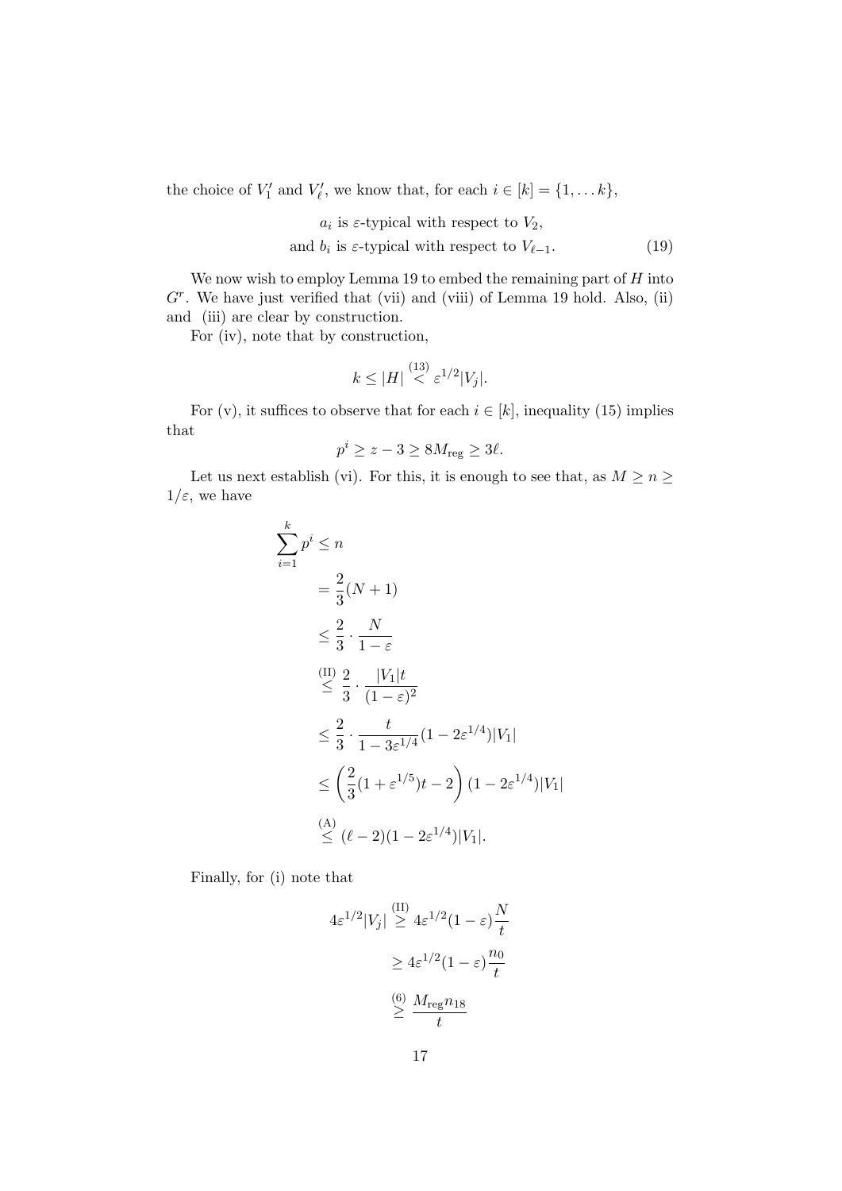the choice of $V'_1$ and $V'_\ell$, we know that, for each $i \in [k] = \{1, \dots k\}$,

$$\begin{aligned} a_i &\text{ is } \varepsilon\text{-typical with respect to } V_2, \\ \text{and } b_i &\text{ is } \varepsilon\text{-typical with respect to } V_{\ell-1}. \end{aligned} \tag{19}$$

We now wish to employ Lemma 19 to embed the remaining part of $H$ into $G^r$. We have just verified that (vii) and (viii) of Lemma 19 hold. Also, (ii) and (iii) are clear by construction.

For (iv), note that by construction,

$$k \leq |H| \overset{(13)}{<} \varepsilon^{1/2}|V_j|.$$

For (v), it suffices to observe that for each $i \in [k]$, inequality (15) implies that

$$p^i \geq z - 3 \geq 8M_{\text{reg}} \geq 3\ell.$$

Let us next establish (vi). For this, it is enough to see that, as $M \geq n \geq 1/\varepsilon$, we have

$$\begin{aligned} \sum_{i=1}^{k} p^i &\leq n \\ &= \frac{2}{3}(N+1) \\ &\leq \frac{2}{3} \cdot \frac{N}{1-\varepsilon} \\ &\overset{\text{(II)}}{\leq} \frac{2}{3} \cdot \frac{|V_1|t}{(1-\varepsilon)^2} \\ &\leq \frac{2}{3} \cdot \frac{t}{1-3\varepsilon^{1/4}}(1-2\varepsilon^{1/4})|V_1| \\ &\leq \left(\frac{2}{3}(1+\varepsilon^{1/5})t - 2\right)(1-2\varepsilon^{1/4})|V_1| \\ &\overset{\text{(A)}}{\leq} (\ell-2)(1-2\varepsilon^{1/4})|V_1|. \end{aligned}$$

Finally, for (i) note that

$$\begin{aligned} 4\varepsilon^{1/2}|V_j| &\overset{\text{(II)}}{\geq} 4\varepsilon^{1/2}(1-\varepsilon)\frac{N}{t} \\ &\geq 4\varepsilon^{1/2}(1-\varepsilon)\frac{n_0}{t} \\ &\overset{(6)}{\geq} \frac{M_{\text{reg}}n_{18}}{t} \end{aligned}$$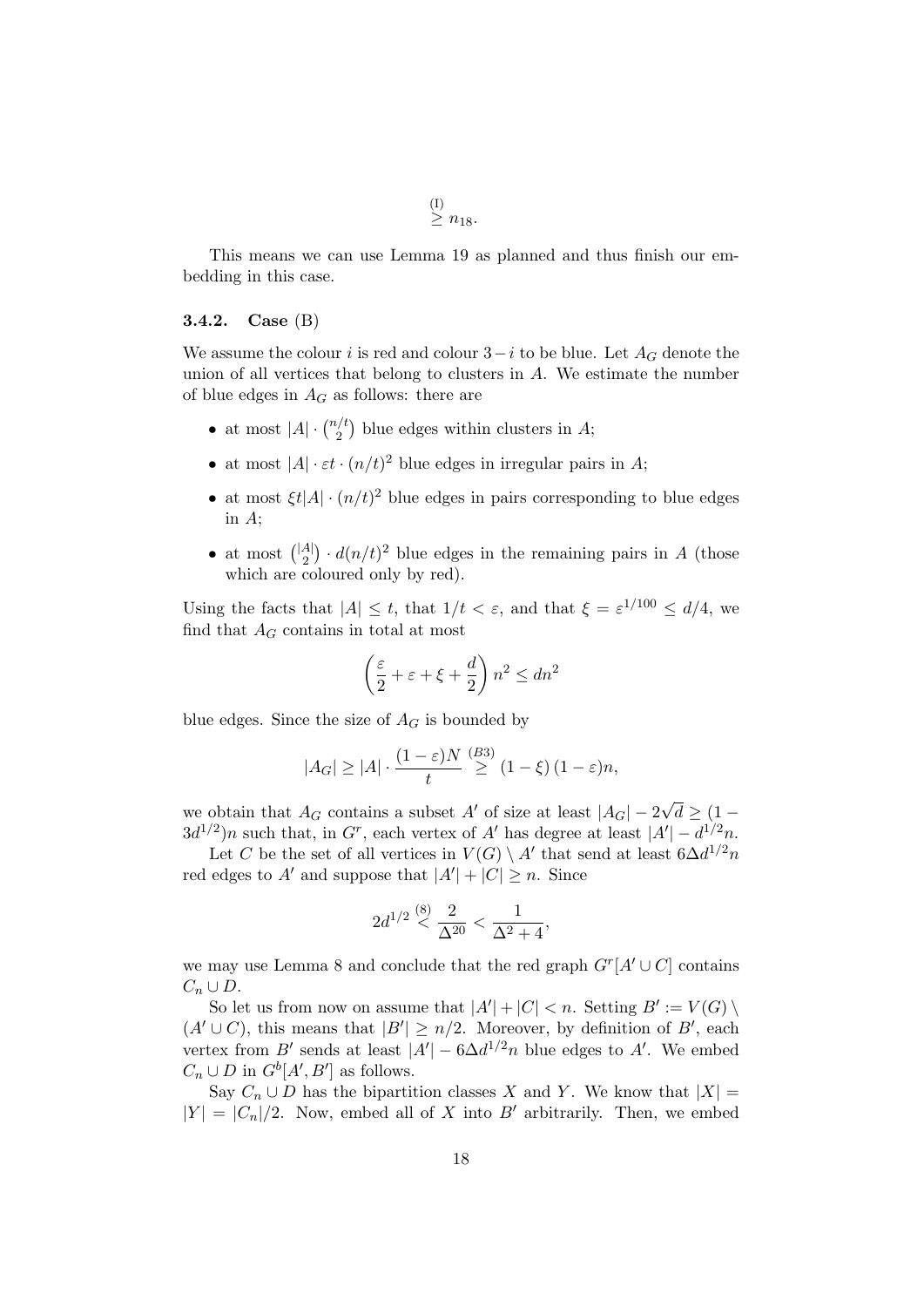$$\overset{(I)}{\geq} n_{18}.$$

This means we can use Lemma 19 as planned and thus finish our embedding in this case.

### 3.4.2. Case (B)

We assume the colour $i$ is red and colour $3-i$ to be blue. Let $A_G$ denote the union of all vertices that belong to clusters in $A$. We estimate the number of blue edges in $A_G$ as follows: there are

- at most $|A| \cdot \binom{n/t}{2}$ blue edges within clusters in $A$;
- at most $|A| \cdot \varepsilon t \cdot (n/t)^2$ blue edges in irregular pairs in $A$;
- at most $\xi t|A| \cdot (n/t)^2$ blue edges in pairs corresponding to blue edges in $A$;
- at most $\binom{|A|}{2} \cdot d(n/t)^2$ blue edges in the remaining pairs in $A$ (those which are coloured only by red).

Using the facts that $|A| \leq t$, that $1/t < \varepsilon$, and that $\xi = \varepsilon^{1/100} \leq d/4$, we find that $A_G$ contains in total at most

$$\left(\frac{\varepsilon}{2} + \varepsilon + \xi + \frac{d}{2}\right) n^2 \leq dn^2$$

blue edges. Since the size of $A_G$ is bounded by

$$|A_G| \geq |A| \cdot \frac{(1-\varepsilon)N}{t} \overset{(B3)}{\geq} (1-\xi)\,(1-\varepsilon)n,$$

we obtain that $A_G$ contains a subset $A'$ of size at least $|A_G| - 2\sqrt{d} \geq (1 - 3d^{1/2})n$ such that, in $G^r$, each vertex of $A'$ has degree at least $|A'| - d^{1/2}n$.

Let $C$ be the set of all vertices in $V(G) \setminus A'$ that send at least $6\Delta d^{1/2}n$ red edges to $A'$ and suppose that $|A'| + |C| \geq n$. Since

$$2d^{1/2} \overset{(8)}{<} \frac{2}{\Delta^{20}} < \frac{1}{\Delta^2 + 4},$$

we may use Lemma 8 and conclude that the red graph $G^r[A' \cup C]$ contains $C_n \cup D$.

So let us from now on assume that $|A'| + |C| < n$. Setting $B' := V(G) \setminus (A' \cup C)$, this means that $|B'| \geq n/2$. Moreover, by definition of $B'$, each vertex from $B'$ sends at least $|A'| - 6\Delta d^{1/2}n$ blue edges to $A'$. We embed $C_n \cup D$ in $G^b[A', B']$ as follows.

Say $C_n \cup D$ has the bipartition classes $X$ and $Y$. We know that $|X| = |Y| = |C_n|/2$. Now, embed all of $X$ into $B'$ arbitrarily. Then, we embed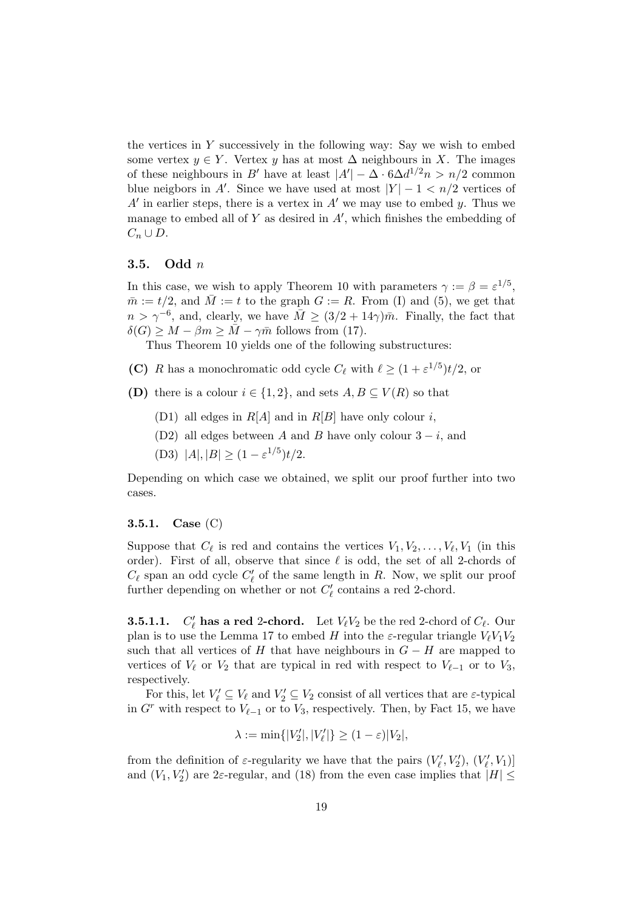the vertices in $Y$ successively in the following way: Say we wish to embed some vertex $y \in Y$. Vertex $y$ has at most $\Delta$ neighbours in $X$. The images of these neighbours in $B'$ have at least $|A'| - \Delta \cdot 6\Delta d^{1/2} n > n/2$ common blue neigbors in $A'$. Since we have used at most $|Y| - 1 < n/2$ vertices of $A'$ in earlier steps, there is a vertex in $A'$ we may use to embed $y$. Thus we manage to embed all of $Y$ as desired in $A'$, which finishes the embedding of $C_n \cup D$.

### 3.5. Odd $n$

In this case, we wish to apply Theorem 10 with parameters $\gamma := \beta = \varepsilon^{1/5}$, $\bar{m} := t/2$, and $\bar{M} := t$ to the graph $G := R$. From (I) and (5), we get that $n > \gamma^{-6}$, and, clearly, we have $\bar{M} \geq (3/2 + 14\gamma)\bar{m}$. Finally, the fact that $\delta(G) \geq M - \beta m \geq \bar{M} - \gamma \bar{m}$ follows from (17).

Thus Theorem 10 yields one of the following substructures:

**(C)** $R$ has a monochromatic odd cycle $C_\ell$ with $\ell \geq (1 + \varepsilon^{1/5})t/2$, or

**(D)** there is a colour $i \in \{1, 2\}$, and sets $A, B \subseteq V(R)$ so that

  (D1) all edges in $R[A]$ and in $R[B]$ have only colour $i$,

  (D2) all edges between $A$ and $B$ have only colour $3 - i$, and

  (D3) $|A|, |B| \geq (1 - \varepsilon^{1/5})t/2$.

Depending on which case we obtained, we split our proof further into two cases.

#### 3.5.1. Case (C)

Suppose that $C_\ell$ is red and contains the vertices $V_1, V_2, \ldots, V_\ell, V_1$ (in this order). First of all, observe that since $\ell$ is odd, the set of all 2-chords of $C_\ell$ span an odd cycle $C'_\ell$ of the same length in $R$. Now, we split our proof further depending on whether or not $C'_\ell$ contains a red 2-chord.

**3.5.1.1. $C'_\ell$ has a red 2-chord.** Let $V_\ell V_2$ be the red 2-chord of $C_\ell$. Our plan is to use the Lemma 17 to embed $H$ into the $\varepsilon$-regular triangle $V_\ell V_1 V_2$ such that all vertices of $H$ that have neighbours in $G - H$ are mapped to vertices of $V_\ell$ or $V_2$ that are typical in red with respect to $V_{\ell-1}$ or to $V_3$, respectively.

For this, let $V'_\ell \subseteq V_\ell$ and $V'_2 \subseteq V_2$ consist of all vertices that are $\varepsilon$-typical in $G^r$ with respect to $V_{\ell-1}$ or to $V_3$, respectively. Then, by Fact 15, we have

$$\lambda := \min\{|V'_2|, |V'_\ell|\} \geq (1 - \varepsilon)|V_2|,$$

from the definition of $\varepsilon$-regularity we have that the pairs $(V'_\ell, V'_2)$, $(V'_\ell, V_1)]$ and $(V_1, V'_2)$ are $2\varepsilon$-regular, and (18) from the even case implies that $|H| \leq$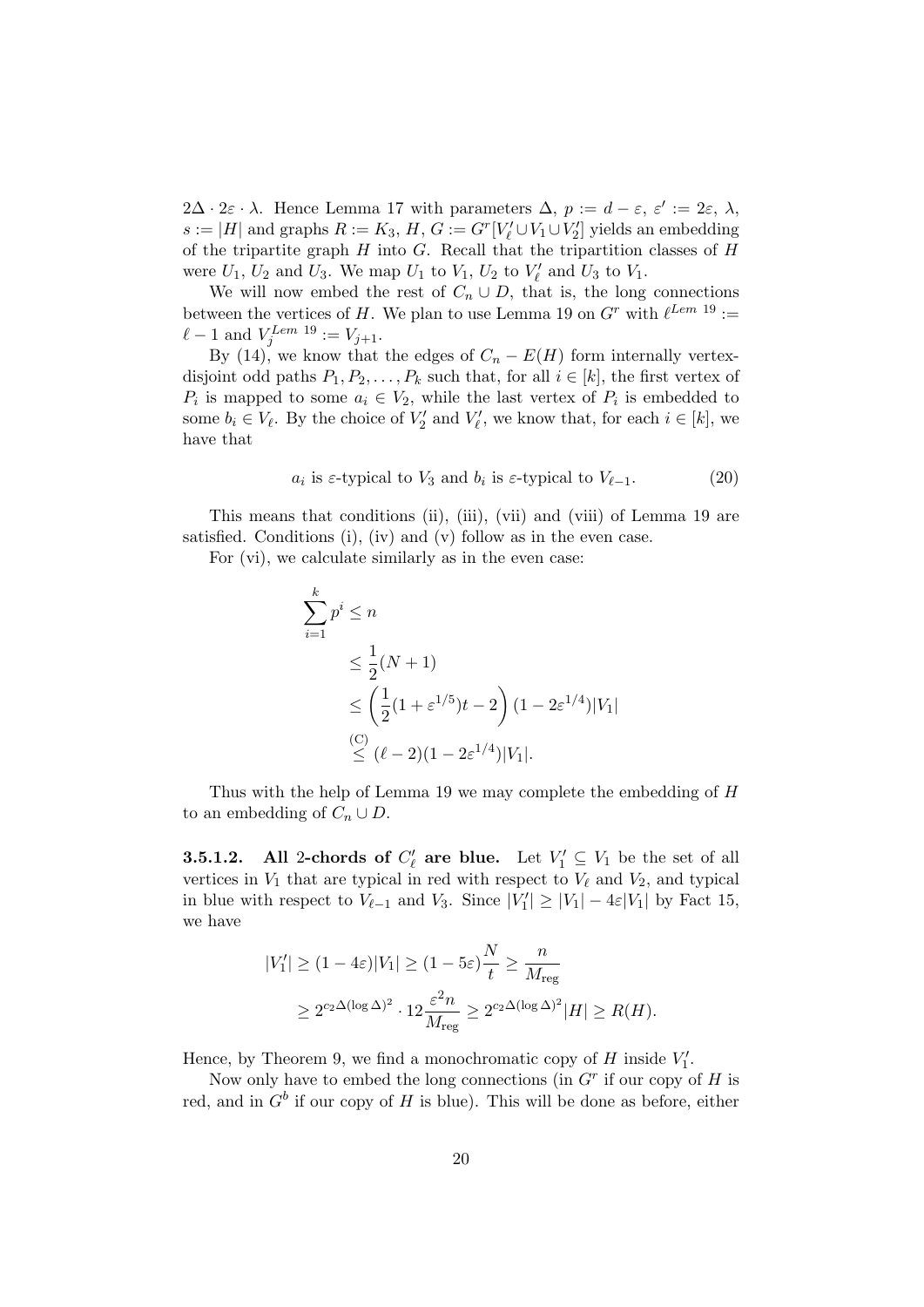$2\Delta \cdot 2\varepsilon \cdot \lambda$. Hence Lemma 17 with parameters $\Delta$, $p := d - \varepsilon$, $\varepsilon' := 2\varepsilon$, $\lambda$, $s := |H|$ and graphs $R := K_3$, $H$, $G := G^r[V'_\ell \cup V_1 \cup V'_2]$ yields an embedding of the tripartite graph $H$ into $G$. Recall that the tripartition classes of $H$ were $U_1$, $U_2$ and $U_3$. We map $U_1$ to $V_1$, $U_2$ to $V'_\ell$ and $U_3$ to $V_1$.

We will now embed the rest of $C_n \cup D$, that is, the long connections between the vertices of $H$. We plan to use Lemma 19 on $G^r$ with $\ell^{Lem\ 19} := \ell - 1$ and $V_j^{Lem\ 19} := V_{j+1}$.

By (14), we know that the edges of $C_n - E(H)$ form internally vertex-disjoint odd paths $P_1, P_2, \dots, P_k$ such that, for all $i \in [k]$, the first vertex of $P_i$ is mapped to some $a_i \in V_2$, while the last vertex of $P_i$ is embedded to some $b_i \in V_\ell$. By the choice of $V'_2$ and $V'_\ell$, we know that, for each $i \in [k]$, we have that

$$a_i \text{ is } \varepsilon\text{-typical to } V_3 \text{ and } b_i \text{ is } \varepsilon\text{-typical to } V_{\ell-1}. \tag{20}$$

This means that conditions (ii), (iii), (vii) and (viii) of Lemma 19 are satisfied. Conditions (i), (iv) and (v) follow as in the even case.

For (vi), we calculate similarly as in the even case:

$$\begin{aligned}
\sum_{i=1}^{k} p^i &\leq n \\
&\leq \frac{1}{2}(N+1) \\
&\leq \left(\frac{1}{2}(1+\varepsilon^{1/5})t - 2\right)(1 - 2\varepsilon^{1/4})|V_1| \\
&\overset{\text{(C)}}{\leq} (\ell - 2)(1 - 2\varepsilon^{1/4})|V_1|.
\end{aligned}$$

Thus with the help of Lemma 19 we may complete the embedding of $H$ to an embedding of $C_n \cup D$.

**3.5.1.2. All 2-chords of $C'_\ell$ are blue.** Let $V'_1 \subseteq V_1$ be the set of all vertices in $V_1$ that are typical in red with respect to $V_\ell$ and $V_2$, and typical in blue with respect to $V_{\ell-1}$ and $V_3$. Since $|V'_1| \geq |V_1| - 4\varepsilon|V_1|$ by Fact 15, we have

$$\begin{aligned}
|V'_1| &\geq (1 - 4\varepsilon)|V_1| \geq (1 - 5\varepsilon)\frac{N}{t} \geq \frac{n}{M_{\text{reg}}} \\
&\geq 2^{c_2\Delta(\log\Delta)^2} \cdot 12\frac{\varepsilon^2 n}{M_{\text{reg}}} \geq 2^{c_2\Delta(\log\Delta)^2}|H| \geq R(H).
\end{aligned}$$

Hence, by Theorem 9, we find a monochromatic copy of $H$ inside $V'_1$.

Now only have to embed the long connections (in $G^r$ if our copy of $H$ is red, and in $G^b$ if our copy of $H$ is blue). This will be done as before, either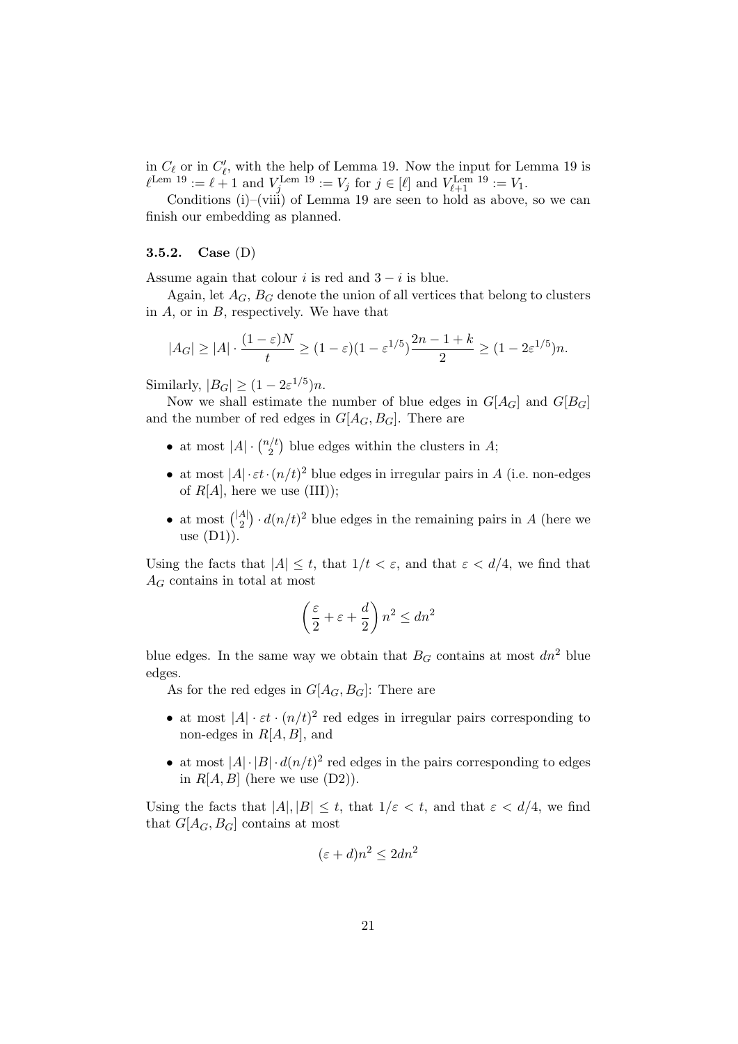in $C_\ell$ or in $C'_\ell$, with the help of Lemma 19. Now the input for Lemma 19 is $\ell^{\text{Lem 19}} := \ell + 1$ and $V_j^{\text{Lem 19}} := V_j$ for $j \in [\ell]$ and $V_{\ell+1}^{\text{Lem 19}} := V_1$.

Conditions (i)–(viii) of Lemma 19 are seen to hold as above, so we can finish our embedding as planned.

### 3.5.2. Case (D)

Assume again that colour $i$ is red and $3-i$ is blue.

Again, let $A_G$, $B_G$ denote the union of all vertices that belong to clusters in $A$, or in $B$, respectively. We have that

$$|A_G| \geq |A| \cdot \frac{(1-\varepsilon)N}{t} \geq (1-\varepsilon)(1-\varepsilon^{1/5})\frac{2n-1+k}{2} \geq (1-2\varepsilon^{1/5})n.$$

Similarly, $|B_G| \geq (1-2\varepsilon^{1/5})n$.

Now we shall estimate the number of blue edges in $G[A_G]$ and $G[B_G]$ and the number of red edges in $G[A_G, B_G]$. There are

- at most $|A| \cdot \binom{n/t}{2}$ blue edges within the clusters in $A$;
- at most $|A| \cdot \varepsilon t \cdot (n/t)^2$ blue edges in irregular pairs in $A$ (i.e. non-edges of $R[A]$, here we use (III));
- at most $\binom{|A|}{2} \cdot d(n/t)^2$ blue edges in the remaining pairs in $A$ (here we use (D1)).

Using the facts that $|A| \leq t$, that $1/t < \varepsilon$, and that $\varepsilon < d/4$, we find that $A_G$ contains in total at most

$$\left(\frac{\varepsilon}{2} + \varepsilon + \frac{d}{2}\right)n^2 \leq dn^2$$

blue edges. In the same way we obtain that $B_G$ contains at most $dn^2$ blue edges.

As for the red edges in $G[A_G, B_G]$: There are

- at most $|A| \cdot \varepsilon t \cdot (n/t)^2$ red edges in irregular pairs corresponding to non-edges in $R[A, B]$, and
- at most $|A| \cdot |B| \cdot d(n/t)^2$ red edges in the pairs corresponding to edges in $R[A, B]$ (here we use (D2)).

Using the facts that $|A|, |B| \leq t$, that $1/\varepsilon < t$, and that $\varepsilon < d/4$, we find that $G[A_G, B_G]$ contains at most

$$(\varepsilon + d)n^2 \leq 2dn^2$$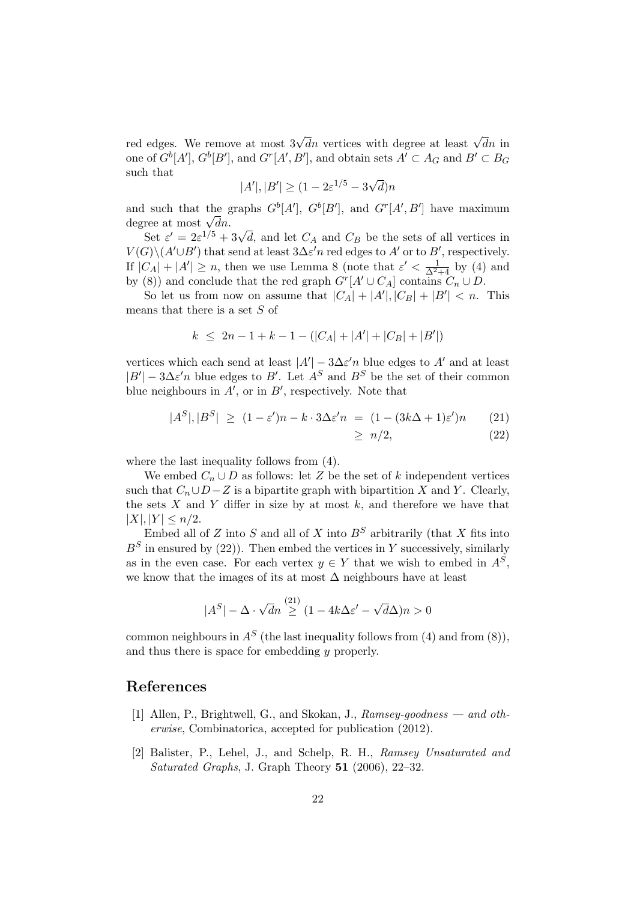red edges. We remove at most $3\sqrt{d}n$ vertices with degree at least $\sqrt{d}n$ in one of $G^b[A']$, $G^b[B']$, and $G^r[A', B']$, and obtain sets $A' \subset A_G$ and $B' \subset B_G$ such that

$$|A'|, |B'| \geq (1 - 2\varepsilon^{1/5} - 3\sqrt{d})n$$

and such that the graphs $G^b[A']$, $G^b[B']$, and $G^r[A', B']$ have maximum degree at most $\sqrt{d}n$.

Set $\varepsilon' = 2\varepsilon^{1/5} + 3\sqrt{d}$, and let $C_A$ and $C_B$ be the sets of all vertices in $V(G) \setminus (A' \cup B')$ that send at least $3\Delta\varepsilon' n$ red edges to $A'$ or to $B'$, respectively. If $|C_A| + |A'| \geq n$, then we use Lemma 8 (note that $\varepsilon' < \frac{1}{\Delta^2+4}$ by (4) and by (8)) and conclude that the red graph $G^r[A' \cup C_A]$ contains $C_n \cup D$.

So let us from now on assume that $|C_A| + |A'|, |C_B| + |B'| < n$. This means that there is a set $S$ of

$$k \leq 2n - 1 + k - 1 - (|C_A| + |A'| + |C_B| + |B'|)$$

vertices which each send at least $|A'| - 3\Delta\varepsilon' n$ blue edges to $A'$ and at least $|B'| - 3\Delta\varepsilon' n$ blue edges to $B'$. Let $A^S$ and $B^S$ be the set of their common blue neighbours in $A'$, or in $B'$, respectively. Note that

$$|A^S|, |B^S| \geq (1 - \varepsilon')n - k \cdot 3\Delta\varepsilon' n = (1 - (3k\Delta + 1)\varepsilon')n \qquad (21)$$
$$\geq n/2, \qquad (22)$$

where the last inequality follows from (4).

We embed $C_n \cup D$ as follows: let $Z$ be the set of $k$ independent vertices such that $C_n \cup D - Z$ is a bipartite graph with bipartition $X$ and $Y$. Clearly, the sets $X$ and $Y$ differ in size by at most $k$, and therefore we have that $|X|, |Y| \leq n/2$.

Embed all of $Z$ into $S$ and all of $X$ into $B^S$ arbitrarily (that $X$ fits into $B^S$ in ensured by (22)). Then embed the vertices in $Y$ successively, similarly as in the even case. For each vertex $y \in Y$ that we wish to embed in $A^S$, we know that the images of its at most $\Delta$ neighbours have at least

$$|A^S| - \Delta \cdot \sqrt{d}n \overset{(21)}{\geq} (1 - 4k\Delta\varepsilon' - \sqrt{d}\Delta)n > 0$$

common neighbours in $A^S$ (the last inequality follows from (4) and from (8)), and thus there is space for embedding $y$ properly.

# References

[1] Allen, P., Brightwell, G., and Skokan, J., *Ramsey-goodness — and otherwise*, Combinatorica, accepted for publication (2012).

[2] Balister, P., Lehel, J., and Schelp, R. H., *Ramsey Unsaturated and Saturated Graphs*, J. Graph Theory **51** (2006), 22–32.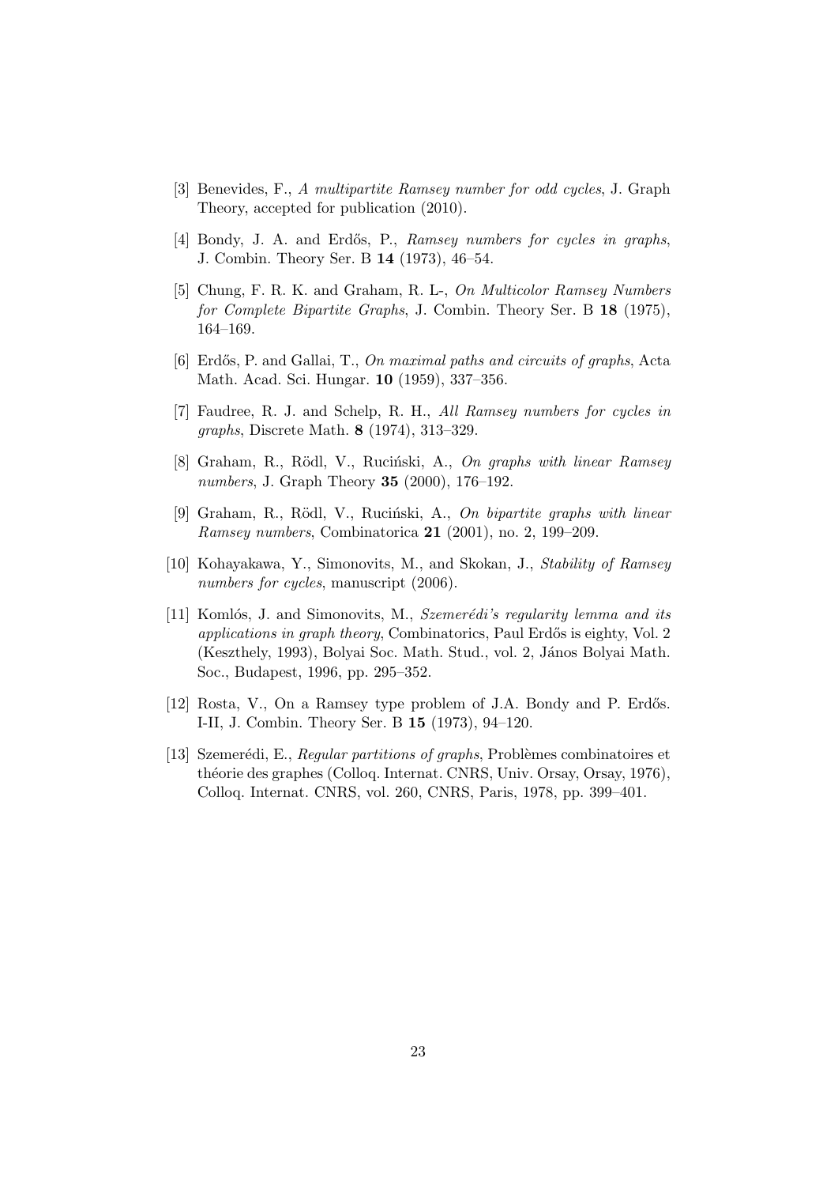[3] Benevides, F., *A multipartite Ramsey number for odd cycles*, J. Graph Theory, accepted for publication (2010).

[4] Bondy, J. A. and Erdős, P., *Ramsey numbers for cycles in graphs*, J. Combin. Theory Ser. B **14** (1973), 46–54.

[5] Chung, F. R. K. and Graham, R. L-, *On Multicolor Ramsey Numbers for Complete Bipartite Graphs*, J. Combin. Theory Ser. B **18** (1975), 164–169.

[6] Erdős, P. and Gallai, T., *On maximal paths and circuits of graphs*, Acta Math. Acad. Sci. Hungar. **10** (1959), 337–356.

[7] Faudree, R. J. and Schelp, R. H., *All Ramsey numbers for cycles in graphs*, Discrete Math. **8** (1974), 313–329.

[8] Graham, R., Rödl, V., Ruciński, A., *On graphs with linear Ramsey numbers*, J. Graph Theory **35** (2000), 176–192.

[9] Graham, R., Rödl, V., Ruciński, A., *On bipartite graphs with linear Ramsey numbers*, Combinatorica **21** (2001), no. 2, 199–209.

[10] Kohayakawa, Y., Simonovits, M., and Skokan, J., *Stability of Ramsey numbers for cycles*, manuscript (2006).

[11] Komlós, J. and Simonovits, M., *Szemerédi's regularity lemma and its applications in graph theory*, Combinatorics, Paul Erdős is eighty, Vol. 2 (Keszthely, 1993), Bolyai Soc. Math. Stud., vol. 2, János Bolyai Math. Soc., Budapest, 1996, pp. 295–352.

[12] Rosta, V., On a Ramsey type problem of J.A. Bondy and P. Erdős. I-II, J. Combin. Theory Ser. B **15** (1973), 94–120.

[13] Szemerédi, E., *Regular partitions of graphs*, Problèmes combinatoires et théorie des graphes (Colloq. Internat. CNRS, Univ. Orsay, Orsay, 1976), Colloq. Internat. CNRS, vol. 260, CNRS, Paris, 1978, pp. 399–401.